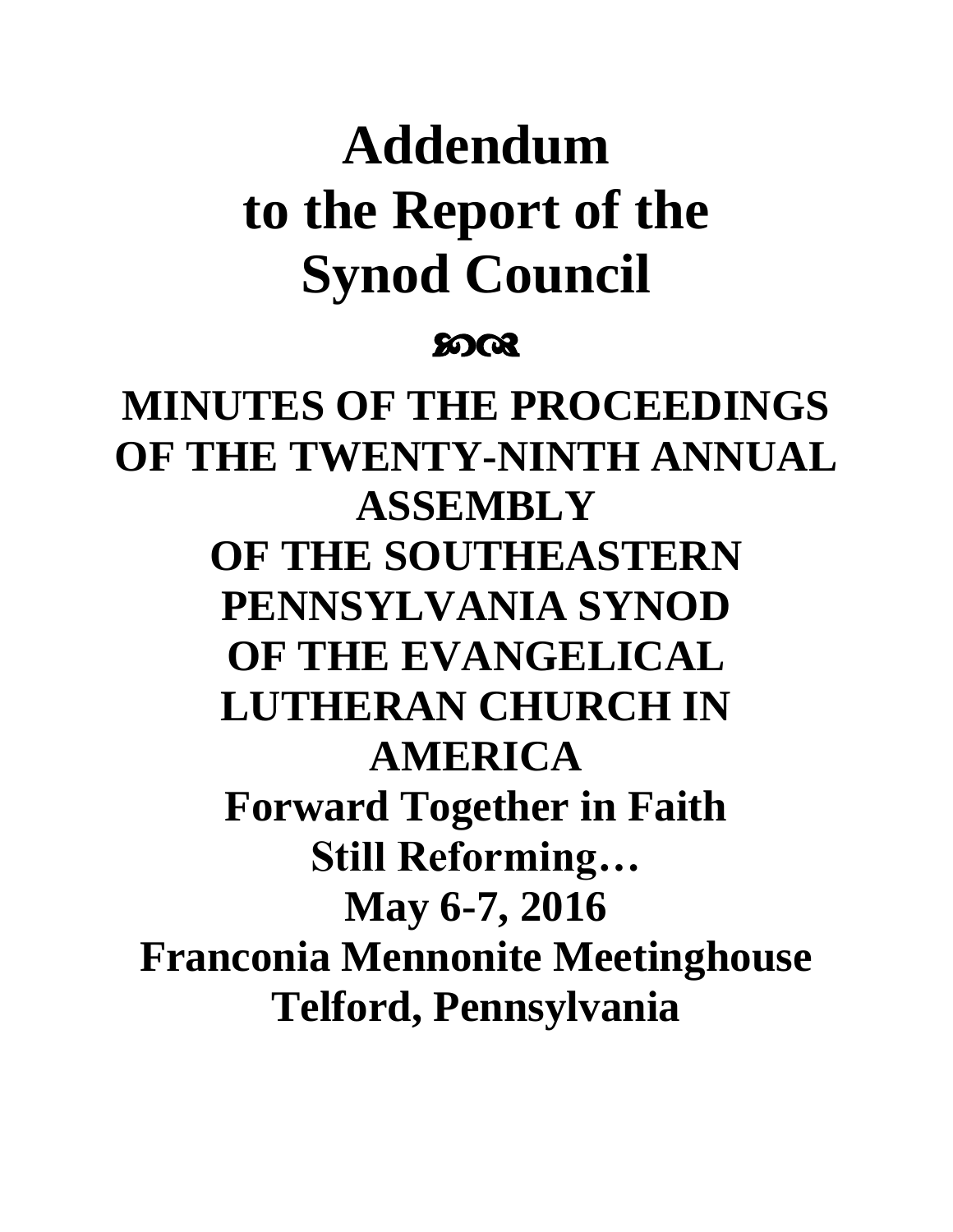# Addendum to the Report of the Synod Council

ᔕᓀ

## MINUTES OF THE PROCEEDINGS OF THE TWENTY-NINTH ANNUAL ASSEMBLY OF THE SOUTHEASTERN PENNSYLVANIA SYNOD OF THE EVANGELICAL LUTHERAN CHURCH IN AMERICA

**Forward Together in Faith**

**Still Reforming…**

**May 6-7, 2016**

**Franconia Mennonite Meetinghouse**

**Telford, Pennsylvania**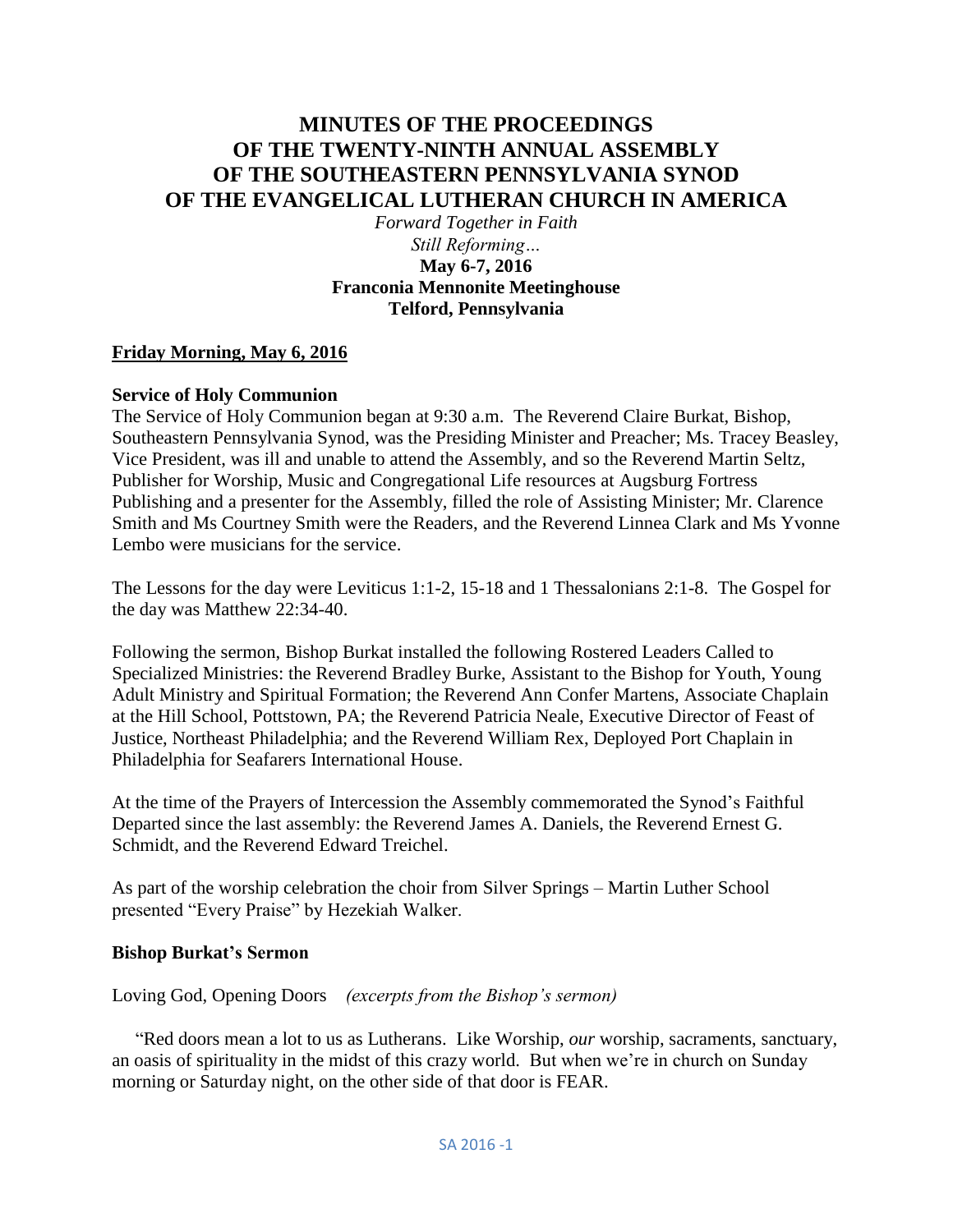# MINUTES OF THE PROCEEDINGS OF THE TWENTY-NINTH ANNUAL ASSEMBLY OF THE SOUTHEASTERN PENNSYLVANIA SYNOD OF THE EVANGELICAL LUTHERAN CHURCH IN AMERICA

*Forward Together in Faith*
*Still Reforming…*

**May 6-7, 2016**
**Franconia Mennonite Meetinghouse**
**Telford, Pennsylvania**

## Friday Morning, May 6, 2016

### Service of Holy Communion

The Service of Holy Communion began at 9:30 a.m. The Reverend Claire Burkat, Bishop, Southeastern Pennsylvania Synod, was the Presiding Minister and Preacher; Ms. Tracey Beasley, Vice President, was ill and unable to attend the Assembly, and so the Reverend Martin Seltz, Publisher for Worship, Music and Congregational Life resources at Augsburg Fortress Publishing and a presenter for the Assembly, filled the role of Assisting Minister; Mr. Clarence Smith and Ms Courtney Smith were the Readers, and the Reverend Linnea Clark and Ms Yvonne Lembo were musicians for the service.

The Lessons for the day were Leviticus 1:1-2, 15-18 and 1 Thessalonians 2:1-8. The Gospel for the day was Matthew 22:34-40.

Following the sermon, Bishop Burkat installed the following Rostered Leaders Called to Specialized Ministries: the Reverend Bradley Burke, Assistant to the Bishop for Youth, Young Adult Ministry and Spiritual Formation; the Reverend Ann Confer Martens, Associate Chaplain at the Hill School, Pottstown, PA; the Reverend Patricia Neale, Executive Director of Feast of Justice, Northeast Philadelphia; and the Reverend William Rex, Deployed Port Chaplain in Philadelphia for Seafarers International House.

At the time of the Prayers of Intercession the Assembly commemorated the Synod's Faithful Departed since the last assembly: the Reverend James A. Daniels, the Reverend Ernest G. Schmidt, and the Reverend Edward Treichel.

As part of the worship celebration the choir from Silver Springs – Martin Luther School presented "Every Praise" by Hezekiah Walker.

### Bishop Burkat's Sermon

Loving God, Opening Doors *(excerpts from the Bishop's sermon)*

"Red doors mean a lot to us as Lutherans. Like Worship, *our* worship, sacraments, sanctuary, an oasis of spirituality in the midst of this crazy world. But when we're in church on Sunday morning or Saturday night, on the other side of that door is FEAR.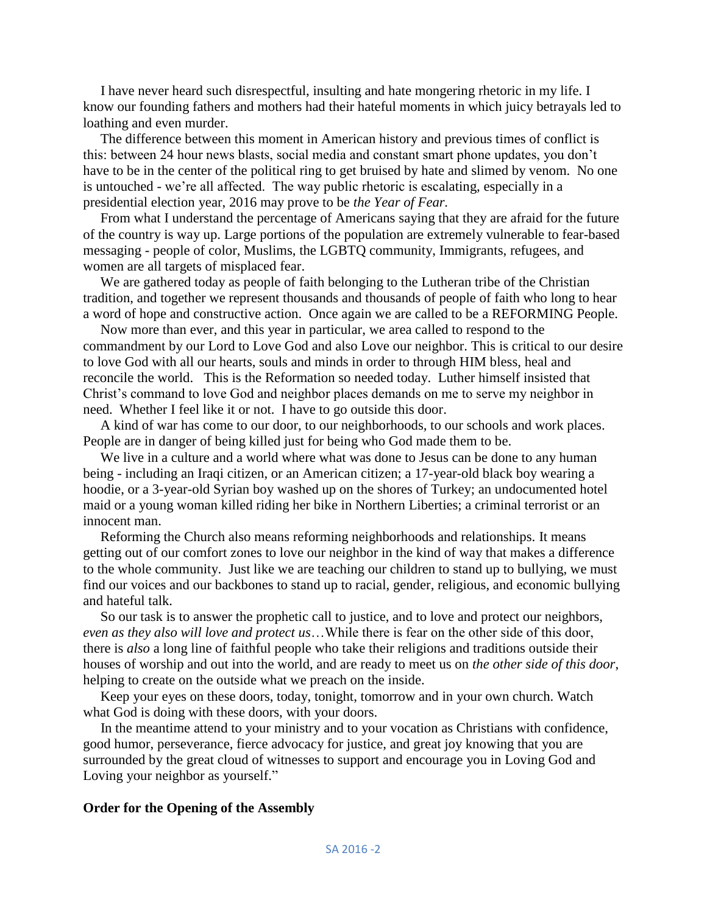I have never heard such disrespectful, insulting and hate mongering rhetoric in my life. I know our founding fathers and mothers had their hateful moments in which juicy betrayals led to loathing and even murder.

The difference between this moment in American history and previous times of conflict is this: between 24 hour news blasts, social media and constant smart phone updates, you don't have to be in the center of the political ring to get bruised by hate and slimed by venom. No one is untouched - we're all affected. The way public rhetoric is escalating, especially in a presidential election year, 2016 may prove to be *the Year of Fear.*

From what I understand the percentage of Americans saying that they are afraid for the future of the country is way up. Large portions of the population are extremely vulnerable to fear-based messaging - people of color, Muslims, the LGBTQ community, Immigrants, refugees, and women are all targets of misplaced fear.

We are gathered today as people of faith belonging to the Lutheran tribe of the Christian tradition, and together we represent thousands and thousands of people of faith who long to hear a word of hope and constructive action. Once again we are called to be a REFORMING People.

Now more than ever, and this year in particular, we area called to respond to the commandment by our Lord to Love God and also Love our neighbor. This is critical to our desire to love God with all our hearts, souls and minds in order to through HIM bless, heal and reconcile the world. This is the Reformation so needed today. Luther himself insisted that Christ's command to love God and neighbor places demands on me to serve my neighbor in need. Whether I feel like it or not. I have to go outside this door.

A kind of war has come to our door, to our neighborhoods, to our schools and work places. People are in danger of being killed just for being who God made them to be.

We live in a culture and a world where what was done to Jesus can be done to any human being - including an Iraqi citizen, or an American citizen; a 17-year-old black boy wearing a hoodie, or a 3-year-old Syrian boy washed up on the shores of Turkey; an undocumented hotel maid or a young woman killed riding her bike in Northern Liberties; a criminal terrorist or an innocent man.

Reforming the Church also means reforming neighborhoods and relationships. It means getting out of our comfort zones to love our neighbor in the kind of way that makes a difference to the whole community. Just like we are teaching our children to stand up to bullying, we must find our voices and our backbones to stand up to racial, gender, religious, and economic bullying and hateful talk.

So our task is to answer the prophetic call to justice, and to love and protect our neighbors, *even as they also will love and protect us*…While there is fear on the other side of this door, there is *also* a long line of faithful people who take their religions and traditions outside their houses of worship and out into the world, and are ready to meet us on *the other side of this door*, helping to create on the outside what we preach on the inside.

Keep your eyes on these doors, today, tonight, tomorrow and in your own church. Watch what God is doing with these doors, with your doors.

In the meantime attend to your ministry and to your vocation as Christians with confidence, good humor, perseverance, fierce advocacy for justice, and great joy knowing that you are surrounded by the great cloud of witnesses to support and encourage you in Loving God and Loving your neighbor as yourself."

**Order for the Opening of the Assembly**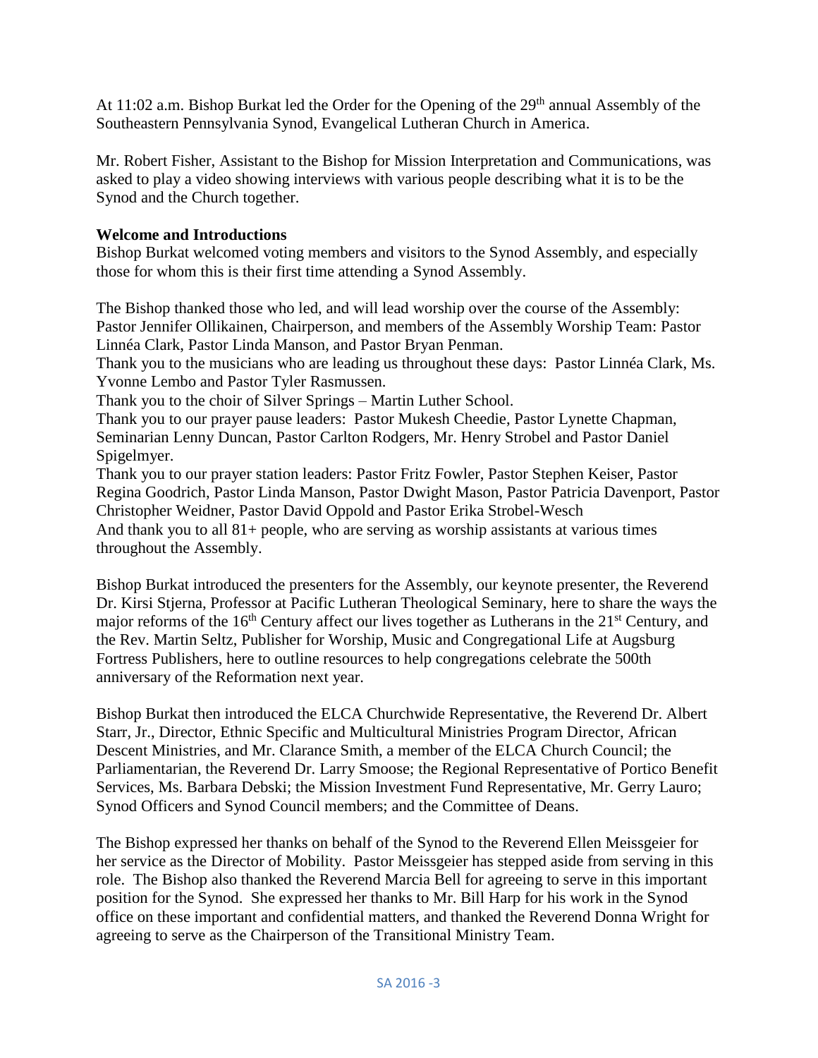At 11:02 a.m. Bishop Burkat led the Order for the Opening of the 29th annual Assembly of the Southeastern Pennsylvania Synod, Evangelical Lutheran Church in America.

Mr. Robert Fisher, Assistant to the Bishop for Mission Interpretation and Communications, was asked to play a video showing interviews with various people describing what it is to be the Synod and the Church together.

**Welcome and Introductions**

Bishop Burkat welcomed voting members and visitors to the Synod Assembly, and especially those for whom this is their first time attending a Synod Assembly.

The Bishop thanked those who led, and will lead worship over the course of the Assembly: Pastor Jennifer Ollikainen, Chairperson, and members of the Assembly Worship Team: Pastor Linnéa Clark, Pastor Linda Manson, and Pastor Bryan Penman.

Thank you to the musicians who are leading us throughout these days: Pastor Linnéa Clark, Ms. Yvonne Lembo and Pastor Tyler Rasmussen.

Thank you to the choir of Silver Springs – Martin Luther School.

Thank you to our prayer pause leaders: Pastor Mukesh Cheedie, Pastor Lynette Chapman, Seminarian Lenny Duncan, Pastor Carlton Rodgers, Mr. Henry Strobel and Pastor Daniel Spigelmyer.

Thank you to our prayer station leaders: Pastor Fritz Fowler, Pastor Stephen Keiser, Pastor Regina Goodrich, Pastor Linda Manson, Pastor Dwight Mason, Pastor Patricia Davenport, Pastor Christopher Weidner, Pastor David Oppold and Pastor Erika Strobel-Wesch

And thank you to all 81+ people, who are serving as worship assistants at various times throughout the Assembly.

Bishop Burkat introduced the presenters for the Assembly, our keynote presenter, the Reverend Dr. Kirsi Stjerna, Professor at Pacific Lutheran Theological Seminary, here to share the ways the major reforms of the 16th Century affect our lives together as Lutherans in the 21st Century, and the Rev. Martin Seltz, Publisher for Worship, Music and Congregational Life at Augsburg Fortress Publishers, here to outline resources to help congregations celebrate the 500th anniversary of the Reformation next year.

Bishop Burkat then introduced the ELCA Churchwide Representative, the Reverend Dr. Albert Starr, Jr., Director, Ethnic Specific and Multicultural Ministries Program Director, African Descent Ministries, and Mr. Clarance Smith, a member of the ELCA Church Council; the Parliamentarian, the Reverend Dr. Larry Smoose; the Regional Representative of Portico Benefit Services, Ms. Barbara Debski; the Mission Investment Fund Representative, Mr. Gerry Lauro; Synod Officers and Synod Council members; and the Committee of Deans.

The Bishop expressed her thanks on behalf of the Synod to the Reverend Ellen Meissgeier for her service as the Director of Mobility. Pastor Meissgeier has stepped aside from serving in this role. The Bishop also thanked the Reverend Marcia Bell for agreeing to serve in this important position for the Synod. She expressed her thanks to Mr. Bill Harp for his work in the Synod office on these important and confidential matters, and thanked the Reverend Donna Wright for agreeing to serve as the Chairperson of the Transitional Ministry Team.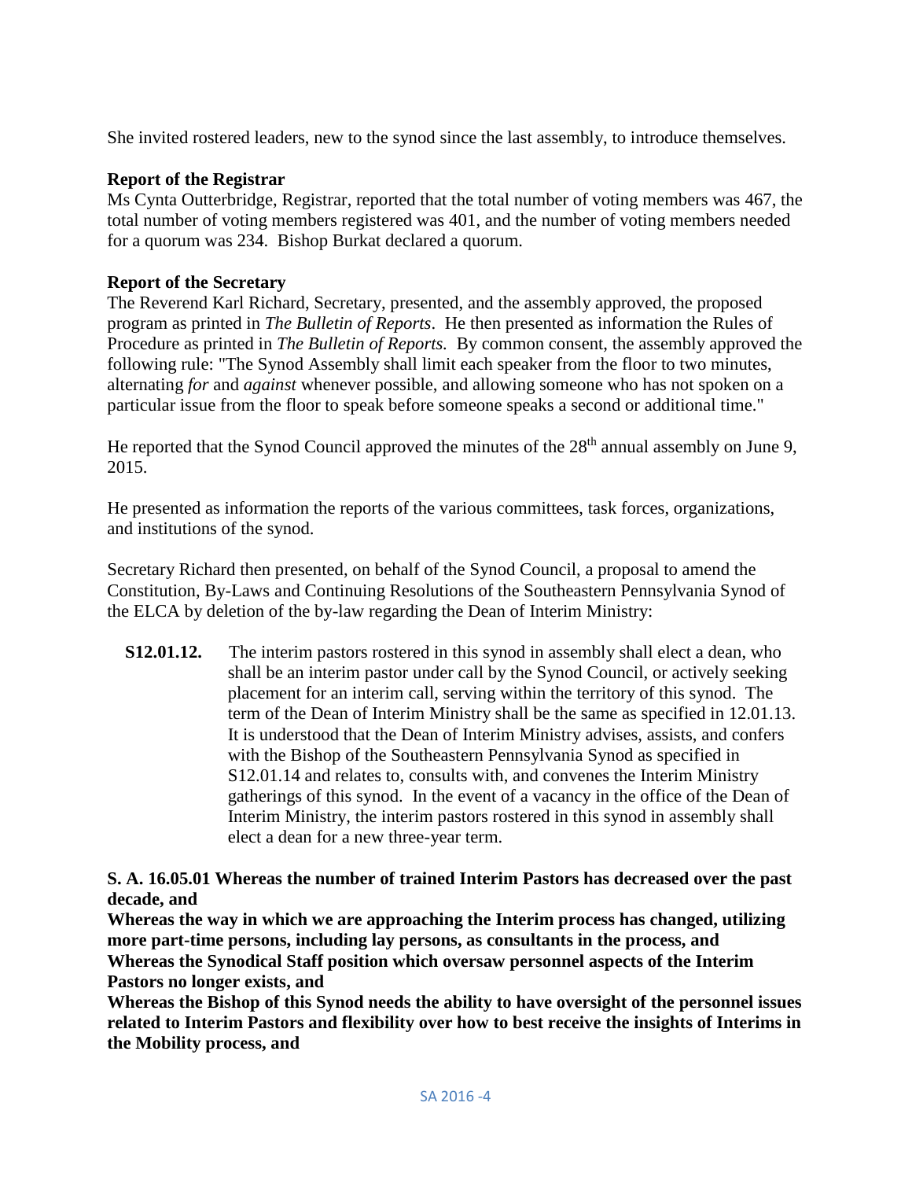She invited rostered leaders, new to the synod since the last assembly, to introduce themselves.

**Report of the Registrar**
Ms Cynta Outterbridge, Registrar, reported that the total number of voting members was 467, the total number of voting members registered was 401, and the number of voting members needed for a quorum was 234. Bishop Burkat declared a quorum.

**Report of the Secretary**
The Reverend Karl Richard, Secretary, presented, and the assembly approved, the proposed program as printed in *The Bulletin of Reports*. He then presented as information the Rules of Procedure as printed in *The Bulletin of Reports.* By common consent, the assembly approved the following rule: "The Synod Assembly shall limit each speaker from the floor to two minutes, alternating *for* and *against* whenever possible, and allowing someone who has not spoken on a particular issue from the floor to speak before someone speaks a second or additional time."

He reported that the Synod Council approved the minutes of the 28th annual assembly on June 9, 2015.

He presented as information the reports of the various committees, task forces, organizations, and institutions of the synod.

Secretary Richard then presented, on behalf of the Synod Council, a proposal to amend the Constitution, By-Laws and Continuing Resolutions of the Southeastern Pennsylvania Synod of the ELCA by deletion of the by-law regarding the Dean of Interim Ministry:

> **S12.01.12.** The interim pastors rostered in this synod in assembly shall elect a dean, who shall be an interim pastor under call by the Synod Council, or actively seeking placement for an interim call, serving within the territory of this synod. The term of the Dean of Interim Ministry shall be the same as specified in 12.01.13. It is understood that the Dean of Interim Ministry advises, assists, and confers with the Bishop of the Southeastern Pennsylvania Synod as specified in S12.01.14 and relates to, consults with, and convenes the Interim Ministry gatherings of this synod. In the event of a vacancy in the office of the Dean of Interim Ministry, the interim pastors rostered in this synod in assembly shall elect a dean for a new three-year term.

**S. A. 16.05.01 Whereas the number of trained Interim Pastors has decreased over the past decade, and**
**Whereas the way in which we are approaching the Interim process has changed, utilizing more part-time persons, including lay persons, as consultants in the process, and**
**Whereas the Synodical Staff position which oversaw personnel aspects of the Interim Pastors no longer exists, and**
**Whereas the Bishop of this Synod needs the ability to have oversight of the personnel issues related to Interim Pastors and flexibility over how to best receive the insights of Interims in the Mobility process, and**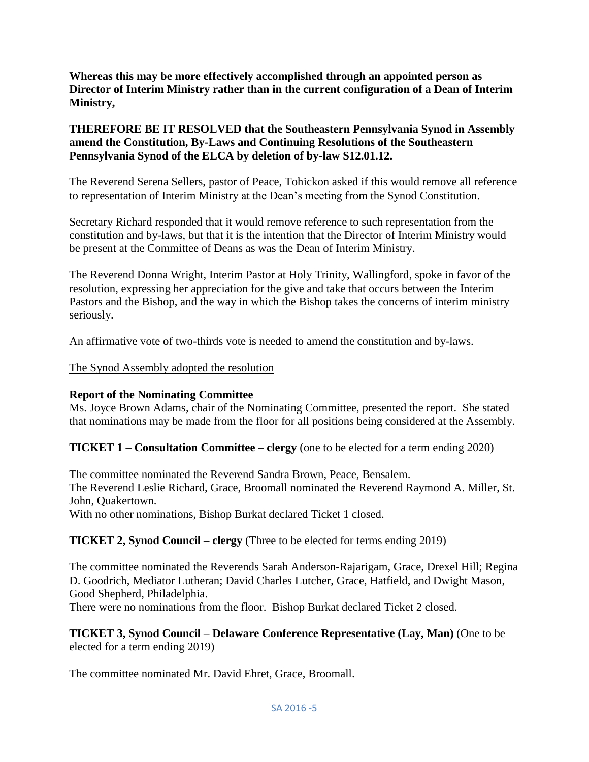**Whereas this may be more effectively accomplished through an appointed person as Director of Interim Ministry rather than in the current configuration of a Dean of Interim Ministry,**

**THEREFORE BE IT RESOLVED that the Southeastern Pennsylvania Synod in Assembly amend the Constitution, By-Laws and Continuing Resolutions of the Southeastern Pennsylvania Synod of the ELCA by deletion of by-law S12.01.12.**

The Reverend Serena Sellers, pastor of Peace, Tohickon asked if this would remove all reference to representation of Interim Ministry at the Dean's meeting from the Synod Constitution.

Secretary Richard responded that it would remove reference to such representation from the constitution and by-laws, but that it is the intention that the Director of Interim Ministry would be present at the Committee of Deans as was the Dean of Interim Ministry.

The Reverend Donna Wright, Interim Pastor at Holy Trinity, Wallingford, spoke in favor of the resolution, expressing her appreciation for the give and take that occurs between the Interim Pastors and the Bishop, and the way in which the Bishop takes the concerns of interim ministry seriously.

An affirmative vote of two-thirds vote is needed to amend the constitution and by-laws.

<u>The Synod Assembly adopted the resolution</u>

**Report of the Nominating Committee**
Ms. Joyce Brown Adams, chair of the Nominating Committee, presented the report. She stated that nominations may be made from the floor for all positions being considered at the Assembly.

**TICKET 1 – Consultation Committee – clergy** (one to be elected for a term ending 2020)

The committee nominated the Reverend Sandra Brown, Peace, Bensalem.
The Reverend Leslie Richard, Grace, Broomall nominated the Reverend Raymond A. Miller, St. John, Quakertown.
With no other nominations, Bishop Burkat declared Ticket 1 closed.

**TICKET 2, Synod Council – clergy** (Three to be elected for terms ending 2019)

The committee nominated the Reverends Sarah Anderson-Rajarigam, Grace, Drexel Hill; Regina D. Goodrich, Mediator Lutheran; David Charles Lutcher, Grace, Hatfield, and Dwight Mason, Good Shepherd, Philadelphia.
There were no nominations from the floor. Bishop Burkat declared Ticket 2 closed.

**TICKET 3, Synod Council – Delaware Conference Representative (Lay, Man)** (One to be elected for a term ending 2019)

The committee nominated Mr. David Ehret, Grace, Broomall.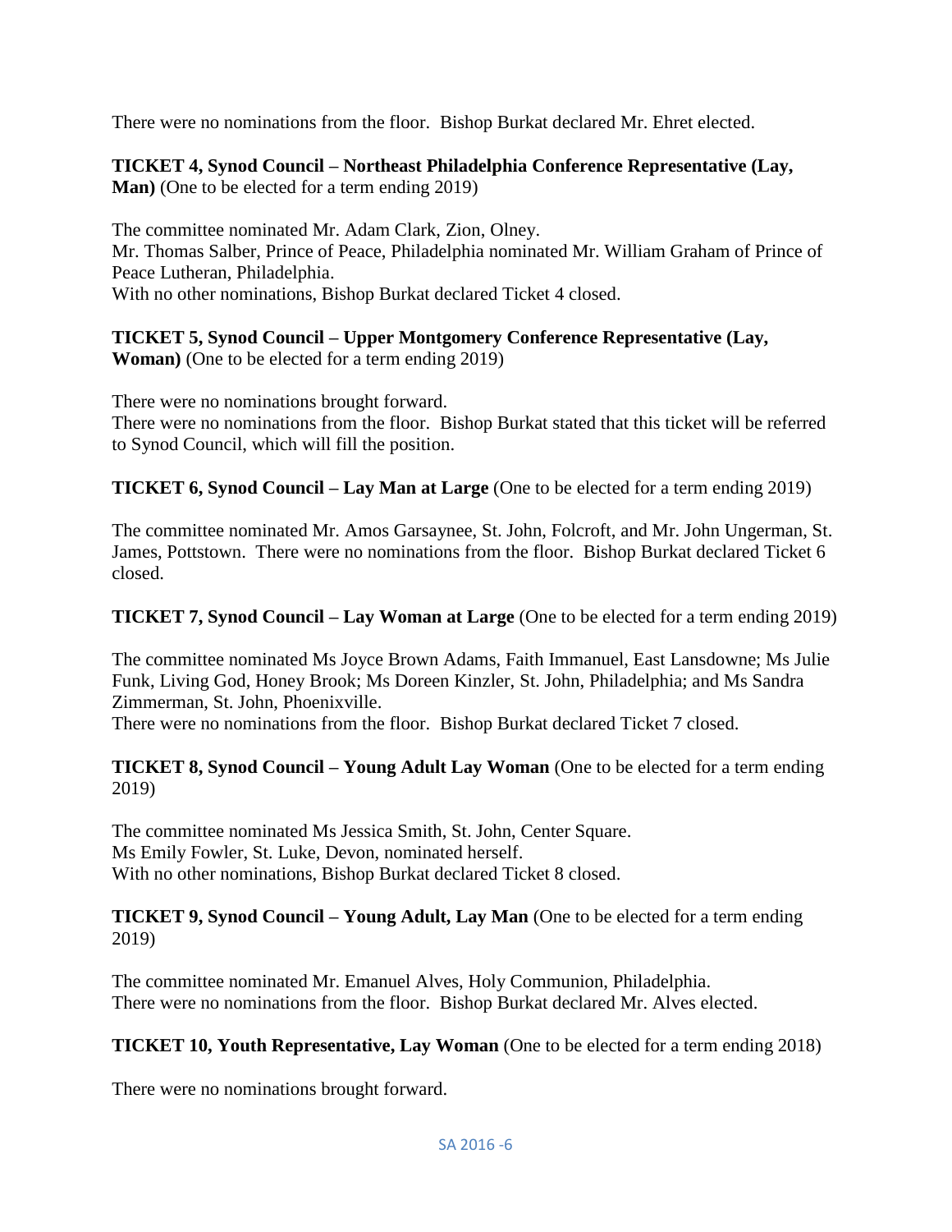There were no nominations from the floor. Bishop Burkat declared Mr. Ehret elected.

**TICKET 4, Synod Council – Northeast Philadelphia Conference Representative (Lay, Man)** (One to be elected for a term ending 2019)

The committee nominated Mr. Adam Clark, Zion, Olney.
Mr. Thomas Salber, Prince of Peace, Philadelphia nominated Mr. William Graham of Prince of Peace Lutheran, Philadelphia.
With no other nominations, Bishop Burkat declared Ticket 4 closed.

**TICKET 5, Synod Council – Upper Montgomery Conference Representative (Lay, Woman)** (One to be elected for a term ending 2019)

There were no nominations brought forward.
There were no nominations from the floor. Bishop Burkat stated that this ticket will be referred to Synod Council, which will fill the position.

**TICKET 6, Synod Council – Lay Man at Large** (One to be elected for a term ending 2019)

The committee nominated Mr. Amos Garsaynee, St. John, Folcroft, and Mr. John Ungerman, St. James, Pottstown. There were no nominations from the floor. Bishop Burkat declared Ticket 6 closed.

**TICKET 7, Synod Council – Lay Woman at Large** (One to be elected for a term ending 2019)

The committee nominated Ms Joyce Brown Adams, Faith Immanuel, East Lansdowne; Ms Julie Funk, Living God, Honey Brook; Ms Doreen Kinzler, St. John, Philadelphia; and Ms Sandra Zimmerman, St. John, Phoenixville.
There were no nominations from the floor. Bishop Burkat declared Ticket 7 closed.

**TICKET 8, Synod Council – Young Adult Lay Woman** (One to be elected for a term ending 2019)

The committee nominated Ms Jessica Smith, St. John, Center Square.
Ms Emily Fowler, St. Luke, Devon, nominated herself.
With no other nominations, Bishop Burkat declared Ticket 8 closed.

**TICKET 9, Synod Council – Young Adult, Lay Man** (One to be elected for a term ending 2019)

The committee nominated Mr. Emanuel Alves, Holy Communion, Philadelphia.
There were no nominations from the floor. Bishop Burkat declared Mr. Alves elected.

**TICKET 10, Youth Representative, Lay Woman** (One to be elected for a term ending 2018)

There were no nominations brought forward.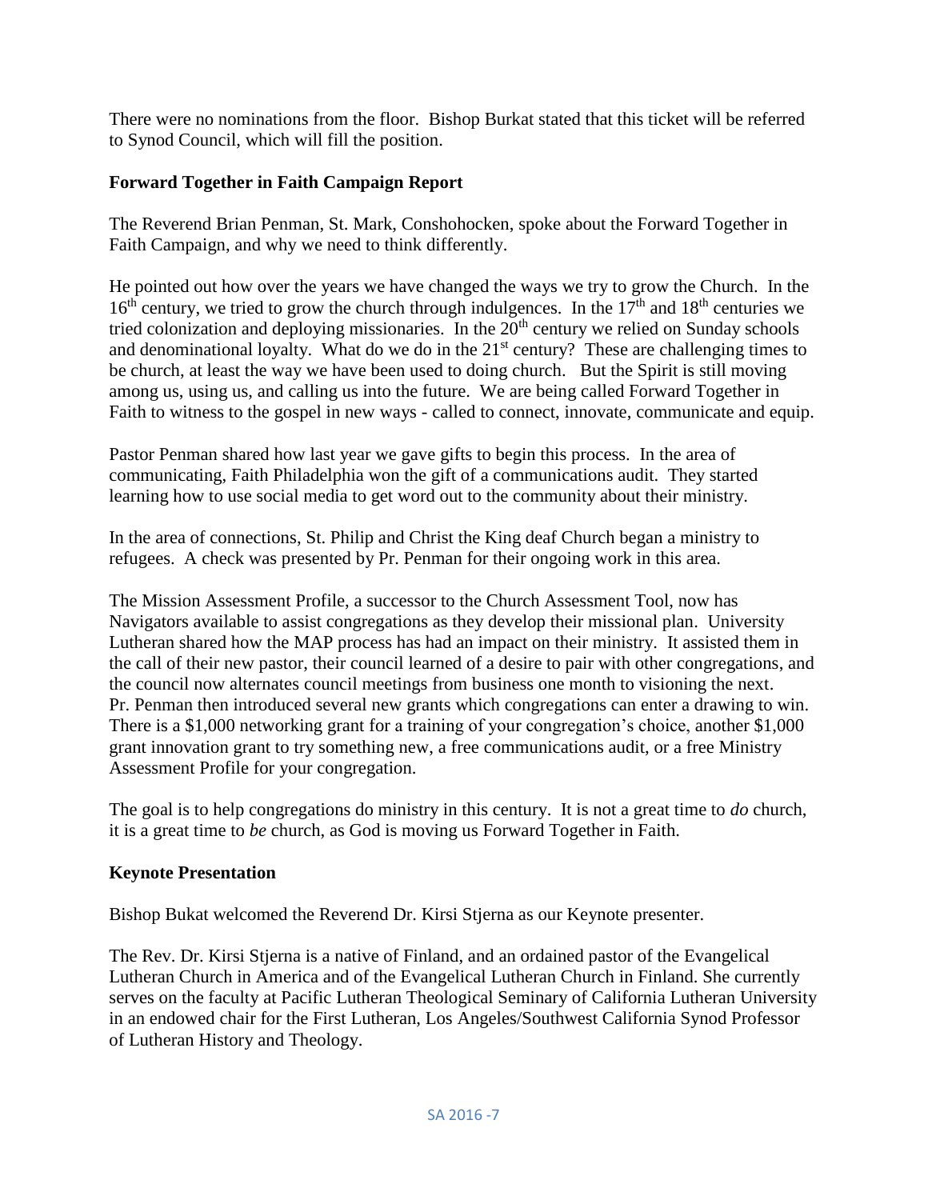There were no nominations from the floor. Bishop Burkat stated that this ticket will be referred to Synod Council, which will fill the position.

**Forward Together in Faith Campaign Report**

The Reverend Brian Penman, St. Mark, Conshohocken, spoke about the Forward Together in Faith Campaign, and why we need to think differently.

He pointed out how over the years we have changed the ways we try to grow the Church. In the 16th century, we tried to grow the church through indulgences. In the 17th and 18th centuries we tried colonization and deploying missionaries. In the 20th century we relied on Sunday schools and denominational loyalty. What do we do in the 21st century? These are challenging times to be church, at least the way we have been used to doing church. But the Spirit is still moving among us, using us, and calling us into the future. We are being called Forward Together in Faith to witness to the gospel in new ways - called to connect, innovate, communicate and equip.

Pastor Penman shared how last year we gave gifts to begin this process. In the area of communicating, Faith Philadelphia won the gift of a communications audit. They started learning how to use social media to get word out to the community about their ministry.

In the area of connections, St. Philip and Christ the King deaf Church began a ministry to refugees. A check was presented by Pr. Penman for their ongoing work in this area.

The Mission Assessment Profile, a successor to the Church Assessment Tool, now has Navigators available to assist congregations as they develop their missional plan. University Lutheran shared how the MAP process has had an impact on their ministry. It assisted them in the call of their new pastor, their council learned of a desire to pair with other congregations, and the council now alternates council meetings from business one month to visioning the next. Pr. Penman then introduced several new grants which congregations can enter a drawing to win. There is a $1,000 networking grant for a training of your congregation's choice, another $1,000 grant innovation grant to try something new, a free communications audit, or a free Ministry Assessment Profile for your congregation.

The goal is to help congregations do ministry in this century. It is not a great time to *do* church, it is a great time to *be* church, as God is moving us Forward Together in Faith.

**Keynote Presentation**

Bishop Bukat welcomed the Reverend Dr. Kirsi Stjerna as our Keynote presenter.

The Rev. Dr. Kirsi Stjerna is a native of Finland, and an ordained pastor of the Evangelical Lutheran Church in America and of the Evangelical Lutheran Church in Finland. She currently serves on the faculty at Pacific Lutheran Theological Seminary of California Lutheran University in an endowed chair for the First Lutheran, Los Angeles/Southwest California Synod Professor of Lutheran History and Theology.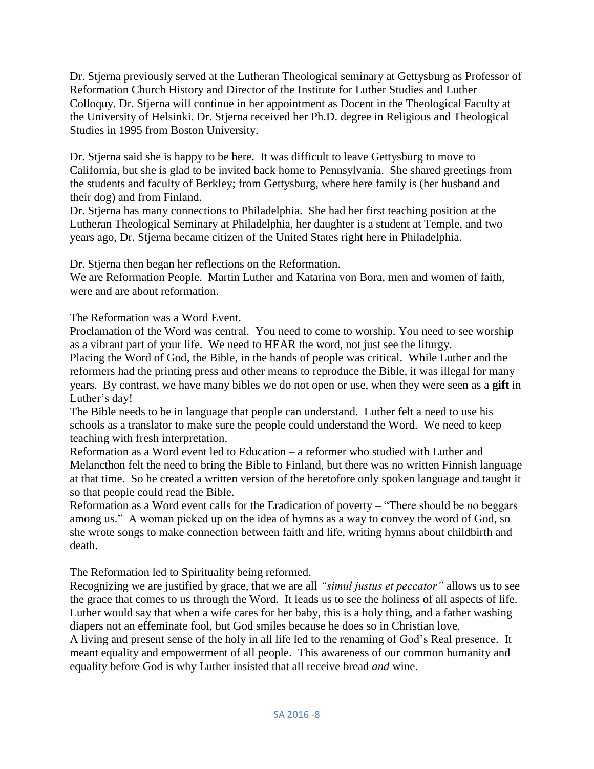Dr. Stjerna previously served at the Lutheran Theological seminary at Gettysburg as Professor of Reformation Church History and Director of the Institute for Luther Studies and Luther Colloquy. Dr. Stjerna will continue in her appointment as Docent in the Theological Faculty at the University of Helsinki. Dr. Stjerna received her Ph.D. degree in Religious and Theological Studies in 1995 from Boston University.

Dr. Stjerna said she is happy to be here. It was difficult to leave Gettysburg to move to California, but she is glad to be invited back home to Pennsylvania. She shared greetings from the students and faculty of Berkley; from Gettysburg, where here family is (her husband and their dog) and from Finland.

Dr. Stjerna has many connections to Philadelphia. She had her first teaching position at the Lutheran Theological Seminary at Philadelphia, her daughter is a student at Temple, and two years ago, Dr. Stjerna became citizen of the United States right here in Philadelphia.

Dr. Stjerna then began her reflections on the Reformation.

We are Reformation People. Martin Luther and Katarina von Bora, men and women of faith, were and are about reformation.

The Reformation was a Word Event.

Proclamation of the Word was central. You need to come to worship. You need to see worship as a vibrant part of your life. We need to HEAR the word, not just see the liturgy.

Placing the Word of God, the Bible, in the hands of people was critical. While Luther and the reformers had the printing press and other means to reproduce the Bible, it was illegal for many years. By contrast, we have many bibles we do not open or use, when they were seen as a **gift** in Luther's day!

The Bible needs to be in language that people can understand. Luther felt a need to use his schools as a translator to make sure the people could understand the Word. We need to keep teaching with fresh interpretation.

Reformation as a Word event led to Education – a reformer who studied with Luther and Melancthon felt the need to bring the Bible to Finland, but there was no written Finnish language at that time. So he created a written version of the heretofore only spoken language and taught it so that people could read the Bible.

Reformation as a Word event calls for the Eradication of poverty – "There should be no beggars among us." A woman picked up on the idea of hymns as a way to convey the word of God, so she wrote songs to make connection between faith and life, writing hymns about childbirth and death.

The Reformation led to Spirituality being reformed.

Recognizing we are justified by grace, that we are all *"simul justus et peccator"* allows us to see the grace that comes to us through the Word. It leads us to see the holiness of all aspects of life. Luther would say that when a wife cares for her baby, this is a holy thing, and a father washing diapers not an effeminate fool, but God smiles because he does so in Christian love.

A living and present sense of the holy in all life led to the renaming of God's Real presence. It meant equality and empowerment of all people. This awareness of our common humanity and equality before God is why Luther insisted that all receive bread *and* wine.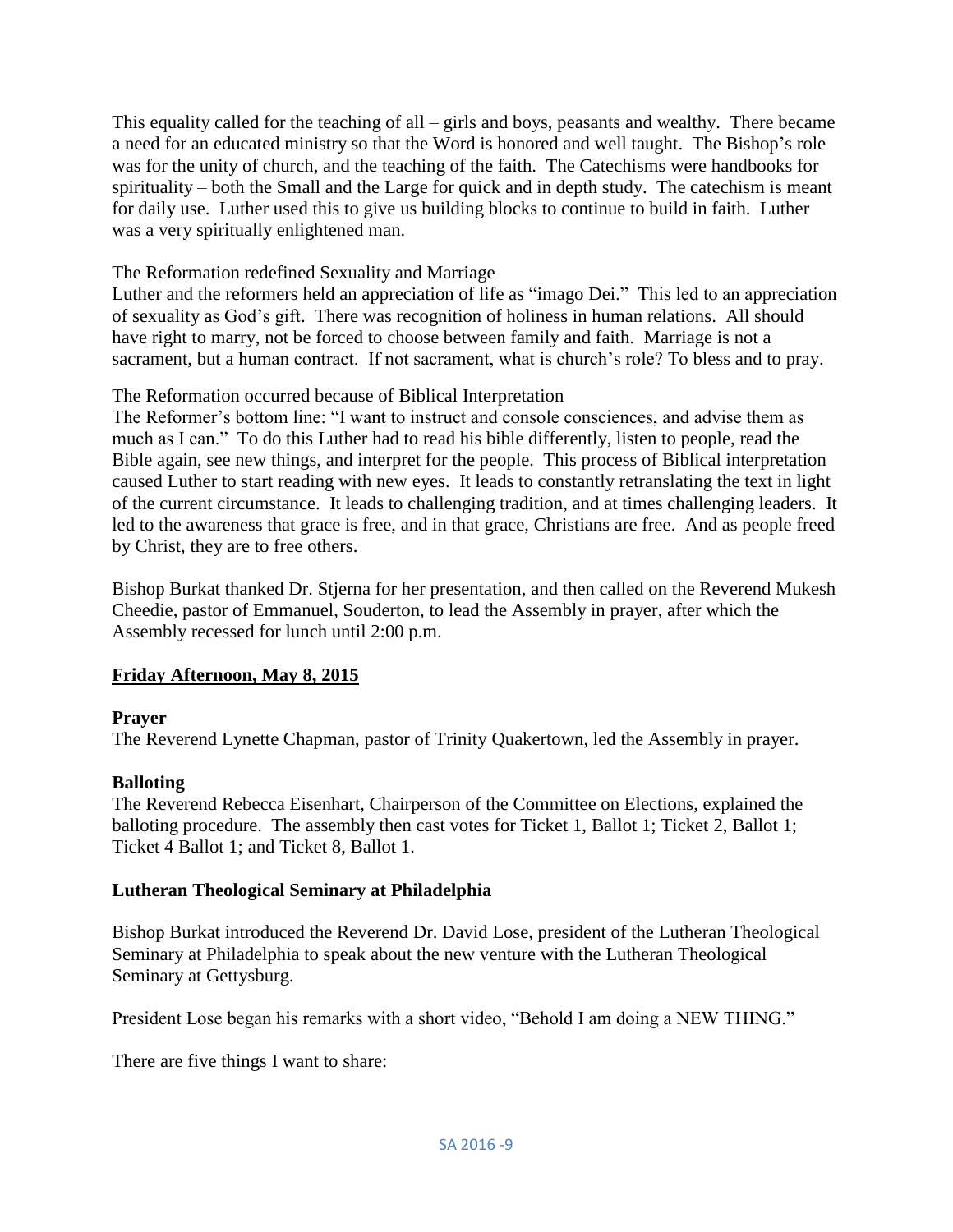This equality called for the teaching of all – girls and boys, peasants and wealthy. There became a need for an educated ministry so that the Word is honored and well taught. The Bishop's role was for the unity of church, and the teaching of the faith. The Catechisms were handbooks for spirituality – both the Small and the Large for quick and in depth study. The catechism is meant for daily use. Luther used this to give us building blocks to continue to build in faith. Luther was a very spiritually enlightened man.

The Reformation redefined Sexuality and Marriage
Luther and the reformers held an appreciation of life as "imago Dei." This led to an appreciation of sexuality as God's gift. There was recognition of holiness in human relations. All should have right to marry, not be forced to choose between family and faith. Marriage is not a sacrament, but a human contract. If not sacrament, what is church's role? To bless and to pray.

The Reformation occurred because of Biblical Interpretation
The Reformer's bottom line: "I want to instruct and console consciences, and advise them as much as I can." To do this Luther had to read his bible differently, listen to people, read the Bible again, see new things, and interpret for the people. This process of Biblical interpretation caused Luther to start reading with new eyes. It leads to constantly retranslating the text in light of the current circumstance. It leads to challenging tradition, and at times challenging leaders. It led to the awareness that grace is free, and in that grace, Christians are free. And as people freed by Christ, they are to free others.

Bishop Burkat thanked Dr. Stjerna for her presentation, and then called on the Reverend Mukesh Cheedie, pastor of Emmanuel, Souderton, to lead the Assembly in prayer, after which the Assembly recessed for lunch until 2:00 p.m.

## Friday Afternoon, May 8, 2015

**Prayer**
The Reverend Lynette Chapman, pastor of Trinity Quakertown, led the Assembly in prayer.

**Balloting**
The Reverend Rebecca Eisenhart, Chairperson of the Committee on Elections, explained the balloting procedure. The assembly then cast votes for Ticket 1, Ballot 1; Ticket 2, Ballot 1; Ticket 4 Ballot 1; and Ticket 8, Ballot 1.

**Lutheran Theological Seminary at Philadelphia**

Bishop Burkat introduced the Reverend Dr. David Lose, president of the Lutheran Theological Seminary at Philadelphia to speak about the new venture with the Lutheran Theological Seminary at Gettysburg.

President Lose began his remarks with a short video, "Behold I am doing a NEW THING."

There are five things I want to share: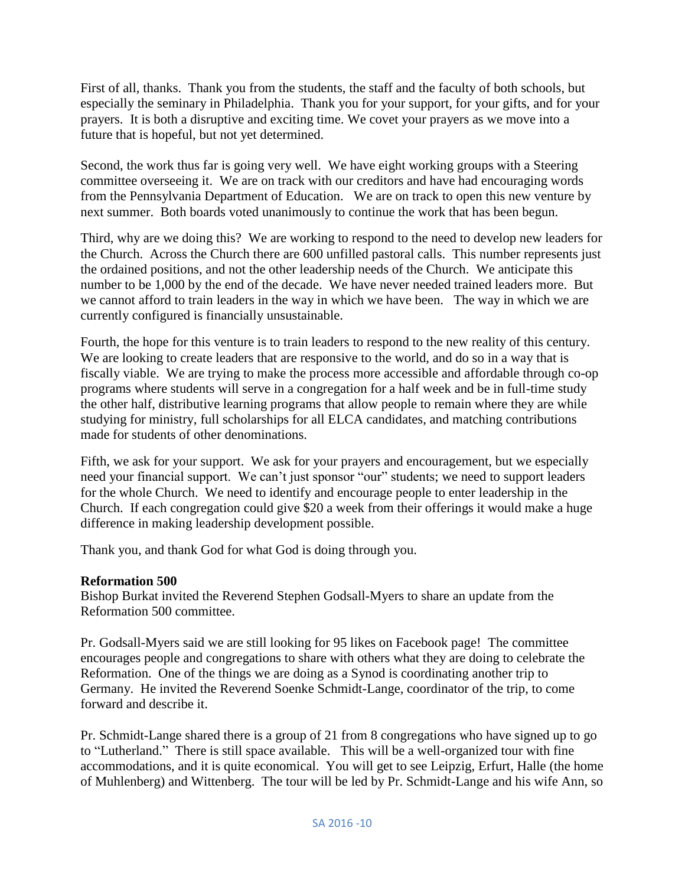First of all, thanks. Thank you from the students, the staff and the faculty of both schools, but especially the seminary in Philadelphia. Thank you for your support, for your gifts, and for your prayers. It is both a disruptive and exciting time. We covet your prayers as we move into a future that is hopeful, but not yet determined.

Second, the work thus far is going very well. We have eight working groups with a Steering committee overseeing it. We are on track with our creditors and have had encouraging words from the Pennsylvania Department of Education. We are on track to open this new venture by next summer. Both boards voted unanimously to continue the work that has been begun.

Third, why are we doing this? We are working to respond to the need to develop new leaders for the Church. Across the Church there are 600 unfilled pastoral calls. This number represents just the ordained positions, and not the other leadership needs of the Church. We anticipate this number to be 1,000 by the end of the decade. We have never needed trained leaders more. But we cannot afford to train leaders in the way in which we have been. The way in which we are currently configured is financially unsustainable.

Fourth, the hope for this venture is to train leaders to respond to the new reality of this century. We are looking to create leaders that are responsive to the world, and do so in a way that is fiscally viable. We are trying to make the process more accessible and affordable through co-op programs where students will serve in a congregation for a half week and be in full-time study the other half, distributive learning programs that allow people to remain where they are while studying for ministry, full scholarships for all ELCA candidates, and matching contributions made for students of other denominations.

Fifth, we ask for your support. We ask for your prayers and encouragement, but we especially need your financial support. We can't just sponsor "our" students; we need to support leaders for the whole Church. We need to identify and encourage people to enter leadership in the Church. If each congregation could give $20 a week from their offerings it would make a huge difference in making leadership development possible.

Thank you, and thank God for what God is doing through you.

**Reformation 500**
Bishop Burkat invited the Reverend Stephen Godsall-Myers to share an update from the Reformation 500 committee.

Pr. Godsall-Myers said we are still looking for 95 likes on Facebook page! The committee encourages people and congregations to share with others what they are doing to celebrate the Reformation. One of the things we are doing as a Synod is coordinating another trip to Germany. He invited the Reverend Soenke Schmidt-Lange, coordinator of the trip, to come forward and describe it.

Pr. Schmidt-Lange shared there is a group of 21 from 8 congregations who have signed up to go to "Lutherland." There is still space available. This will be a well-organized tour with fine accommodations, and it is quite economical. You will get to see Leipzig, Erfurt, Halle (the home of Muhlenberg) and Wittenberg. The tour will be led by Pr. Schmidt-Lange and his wife Ann, so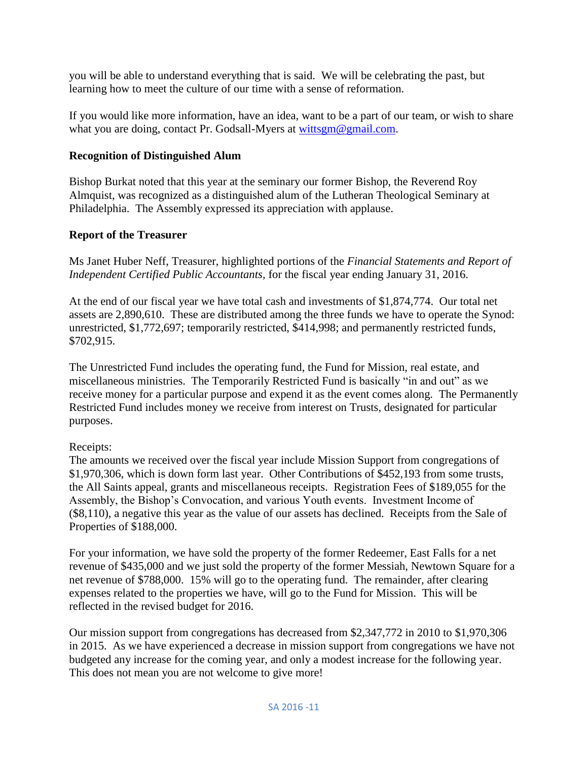you will be able to understand everything that is said. We will be celebrating the past, but learning how to meet the culture of our time with a sense of reformation.

If you would like more information, have an idea, want to be a part of our team, or wish to share what you are doing, contact Pr. Godsall-Myers at wittsgm@gmail.com.

**Recognition of Distinguished Alum**

Bishop Burkat noted that this year at the seminary our former Bishop, the Reverend Roy Almquist, was recognized as a distinguished alum of the Lutheran Theological Seminary at Philadelphia. The Assembly expressed its appreciation with applause.

**Report of the Treasurer**

Ms Janet Huber Neff, Treasurer, highlighted portions of the *Financial Statements and Report of Independent Certified Public Accountants,* for the fiscal year ending January 31, 2016.

At the end of our fiscal year we have total cash and investments of $1,874,774. Our total net assets are 2,890,610. These are distributed among the three funds we have to operate the Synod: unrestricted, $1,772,697; temporarily restricted, $414,998; and permanently restricted funds, $702,915.

The Unrestricted Fund includes the operating fund, the Fund for Mission, real estate, and miscellaneous ministries. The Temporarily Restricted Fund is basically "in and out" as we receive money for a particular purpose and expend it as the event comes along. The Permanently Restricted Fund includes money we receive from interest on Trusts, designated for particular purposes.

Receipts:
The amounts we received over the fiscal year include Mission Support from congregations of $1,970,306, which is down form last year. Other Contributions of $452,193 from some trusts, the All Saints appeal, grants and miscellaneous receipts. Registration Fees of $189,055 for the Assembly, the Bishop's Convocation, and various Youth events. Investment Income of ($8,110), a negative this year as the value of our assets has declined. Receipts from the Sale of Properties of $188,000.

For your information, we have sold the property of the former Redeemer, East Falls for a net revenue of $435,000 and we just sold the property of the former Messiah, Newtown Square for a net revenue of $788,000. 15% will go to the operating fund. The remainder, after clearing expenses related to the properties we have, will go to the Fund for Mission. This will be reflected in the revised budget for 2016.

Our mission support from congregations has decreased from $2,347,772 in 2010 to $1,970,306 in 2015. As we have experienced a decrease in mission support from congregations we have not budgeted any increase for the coming year, and only a modest increase for the following year. This does not mean you are not welcome to give more!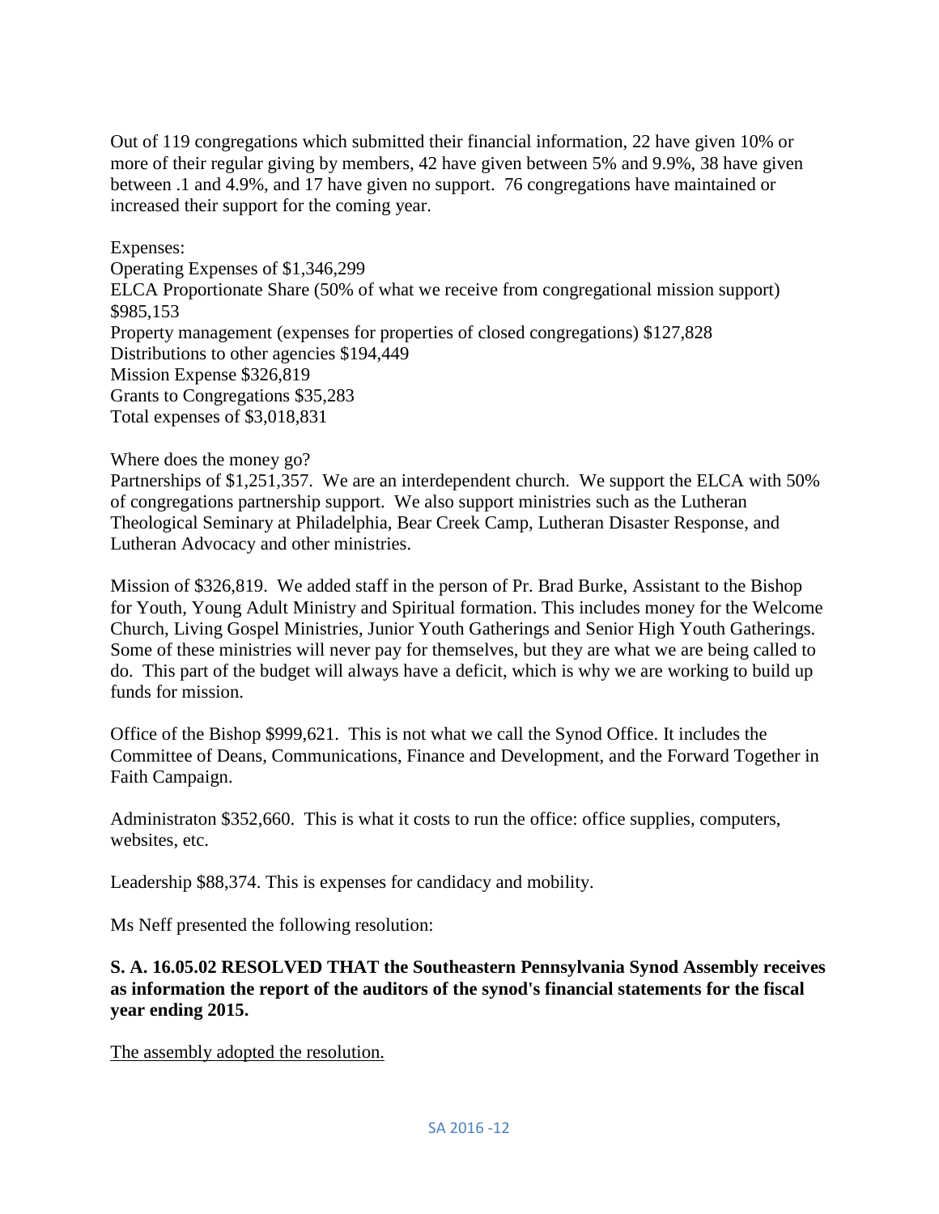Out of 119 congregations which submitted their financial information, 22 have given 10% or more of their regular giving by members, 42 have given between 5% and 9.9%, 38 have given between .1 and 4.9%, and 17 have given no support. 76 congregations have maintained or increased their support for the coming year.

Expenses:
Operating Expenses of $1,346,299
ELCA Proportionate Share (50% of what we receive from congregational mission support) $985,153
Property management (expenses for properties of closed congregations) $127,828
Distributions to other agencies $194,449
Mission Expense $326,819
Grants to Congregations $35,283
Total expenses of $3,018,831

Where does the money go?
Partnerships of $1,251,357. We are an interdependent church. We support the ELCA with 50% of congregations partnership support. We also support ministries such as the Lutheran Theological Seminary at Philadelphia, Bear Creek Camp, Lutheran Disaster Response, and Lutheran Advocacy and other ministries.

Mission of $326,819. We added staff in the person of Pr. Brad Burke, Assistant to the Bishop for Youth, Young Adult Ministry and Spiritual formation. This includes money for the Welcome Church, Living Gospel Ministries, Junior Youth Gatherings and Senior High Youth Gatherings. Some of these ministries will never pay for themselves, but they are what we are being called to do. This part of the budget will always have a deficit, which is why we are working to build up funds for mission.

Office of the Bishop $999,621. This is not what we call the Synod Office. It includes the Committee of Deans, Communications, Finance and Development, and the Forward Together in Faith Campaign.

Administraton $352,660. This is what it costs to run the office: office supplies, computers, websites, etc.

Leadership $88,374. This is expenses for candidacy and mobility.

Ms Neff presented the following resolution:

**S. A. 16.05.02 RESOLVED THAT the Southeastern Pennsylvania Synod Assembly receives as information the report of the auditors of the synod's financial statements for the fiscal year ending 2015.**

The assembly adopted the resolution.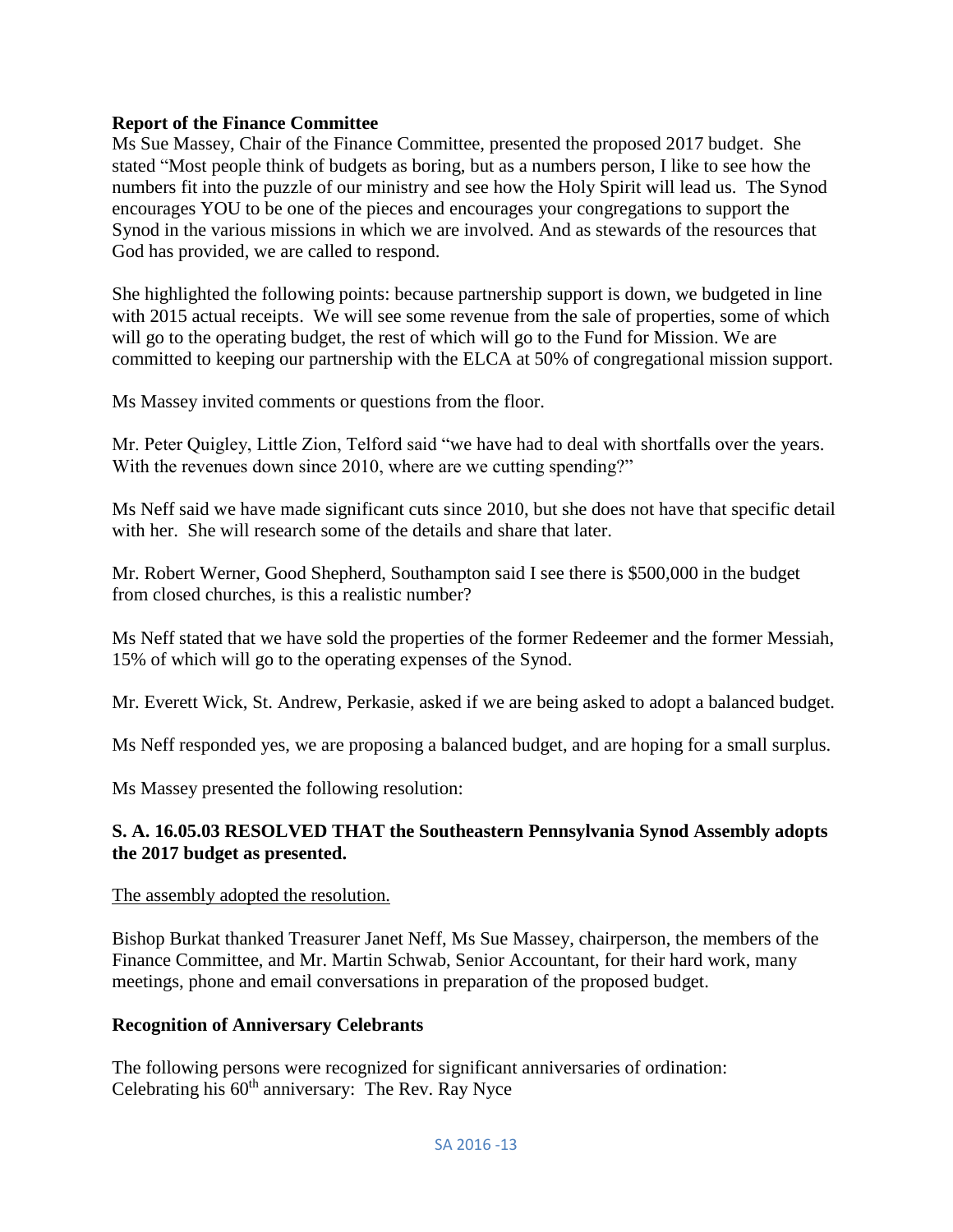**Report of the Finance Committee**

Ms Sue Massey, Chair of the Finance Committee, presented the proposed 2017 budget. She stated "Most people think of budgets as boring, but as a numbers person, I like to see how the numbers fit into the puzzle of our ministry and see how the Holy Spirit will lead us. The Synod encourages YOU to be one of the pieces and encourages your congregations to support the Synod in the various missions in which we are involved. And as stewards of the resources that God has provided, we are called to respond.

She highlighted the following points: because partnership support is down, we budgeted in line with 2015 actual receipts. We will see some revenue from the sale of properties, some of which will go to the operating budget, the rest of which will go to the Fund for Mission. We are committed to keeping our partnership with the ELCA at 50% of congregational mission support.

Ms Massey invited comments or questions from the floor.

Mr. Peter Quigley, Little Zion, Telford said "we have had to deal with shortfalls over the years. With the revenues down since 2010, where are we cutting spending?"

Ms Neff said we have made significant cuts since 2010, but she does not have that specific detail with her. She will research some of the details and share that later.

Mr. Robert Werner, Good Shepherd, Southampton said I see there is $500,000 in the budget from closed churches, is this a realistic number?

Ms Neff stated that we have sold the properties of the former Redeemer and the former Messiah, 15% of which will go to the operating expenses of the Synod.

Mr. Everett Wick, St. Andrew, Perkasie, asked if we are being asked to adopt a balanced budget.

Ms Neff responded yes, we are proposing a balanced budget, and are hoping for a small surplus.

Ms Massey presented the following resolution:

**S. A. 16.05.03 RESOLVED THAT the Southeastern Pennsylvania Synod Assembly adopts the 2017 budget as presented.**

<u>The assembly adopted the resolution.</u>

Bishop Burkat thanked Treasurer Janet Neff, Ms Sue Massey, chairperson, the members of the Finance Committee, and Mr. Martin Schwab, Senior Accountant, for their hard work, many meetings, phone and email conversations in preparation of the proposed budget.

**Recognition of Anniversary Celebrants**

The following persons were recognized for significant anniversaries of ordination:
Celebrating his 60th anniversary: The Rev. Ray Nyce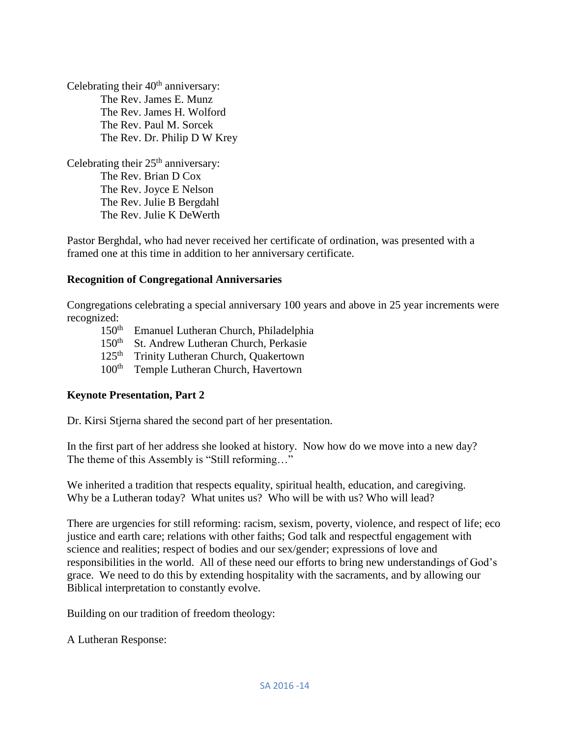Celebrating their 40th anniversary:

- The Rev. James E. Munz
- The Rev. James H. Wolford
- The Rev. Paul M. Sorcek
- The Rev. Dr. Philip D W Krey

Celebrating their 25th anniversary:

- The Rev. Brian D Cox
- The Rev. Joyce E Nelson
- The Rev. Julie B Bergdahl
- The Rev. Julie K DeWerth

Pastor Berghdal, who had never received her certificate of ordination, was presented with a framed one at this time in addition to her anniversary certificate.

**Recognition of Congregational Anniversaries**

Congregations celebrating a special anniversary 100 years and above in 25 year increments were recognized:

- 150th Emanuel Lutheran Church, Philadelphia
- 150th St. Andrew Lutheran Church, Perkasie
- 125th Trinity Lutheran Church, Quakertown
- 100th Temple Lutheran Church, Havertown

**Keynote Presentation, Part 2**

Dr. Kirsi Stjerna shared the second part of her presentation.

In the first part of her address she looked at history. Now how do we move into a new day? The theme of this Assembly is "Still reforming…"

We inherited a tradition that respects equality, spiritual health, education, and caregiving. Why be a Lutheran today? What unites us? Who will be with us? Who will lead?

There are urgencies for still reforming: racism, sexism, poverty, violence, and respect of life; eco justice and earth care; relations with other faiths; God talk and respectful engagement with science and realities; respect of bodies and our sex/gender; expressions of love and responsibilities in the world. All of these need our efforts to bring new understandings of God's grace. We need to do this by extending hospitality with the sacraments, and by allowing our Biblical interpretation to constantly evolve.

Building on our tradition of freedom theology:

A Lutheran Response: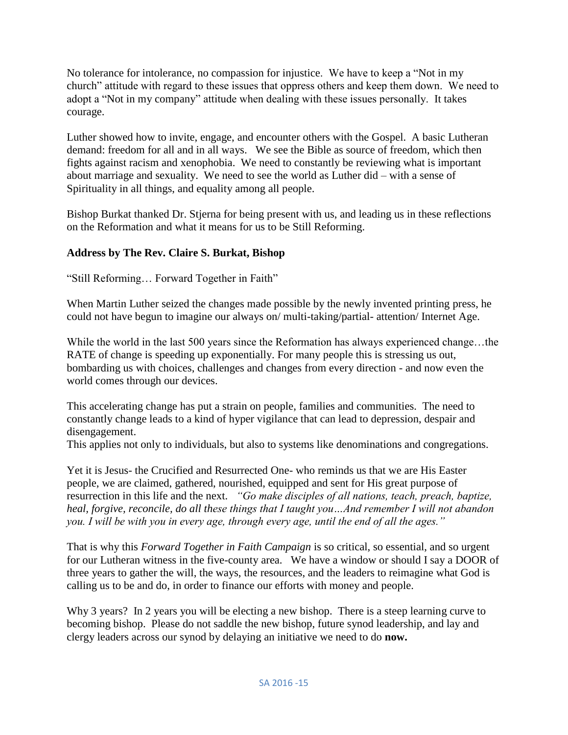No tolerance for intolerance, no compassion for injustice. We have to keep a "Not in my church" attitude with regard to these issues that oppress others and keep them down. We need to adopt a "Not in my company" attitude when dealing with these issues personally. It takes courage.

Luther showed how to invite, engage, and encounter others with the Gospel. A basic Lutheran demand: freedom for all and in all ways. We see the Bible as source of freedom, which then fights against racism and xenophobia. We need to constantly be reviewing what is important about marriage and sexuality. We need to see the world as Luther did – with a sense of Spirituality in all things, and equality among all people.

Bishop Burkat thanked Dr. Stjerna for being present with us, and leading us in these reflections on the Reformation and what it means for us to be Still Reforming.

**Address by The Rev. Claire S. Burkat, Bishop**

"Still Reforming… Forward Together in Faith"

When Martin Luther seized the changes made possible by the newly invented printing press, he could not have begun to imagine our always on/ multi-taking/partial- attention/ Internet Age.

While the world in the last 500 years since the Reformation has always experienced change…the RATE of change is speeding up exponentially. For many people this is stressing us out, bombarding us with choices, challenges and changes from every direction - and now even the world comes through our devices.

This accelerating change has put a strain on people, families and communities. The need to constantly change leads to a kind of hyper vigilance that can lead to depression, despair and disengagement.
This applies not only to individuals, but also to systems like denominations and congregations.

Yet it is Jesus- the Crucified and Resurrected One- who reminds us that we are His Easter people, we are claimed, gathered, nourished, equipped and sent for His great purpose of resurrection in this life and the next. *"Go make disciples of all nations, teach, preach, baptize, heal, forgive, reconcile, do all these things that I taught you…And remember I will not abandon you. I will be with you in every age, through every age, until the end of all the ages."*

That is why this *Forward Together in Faith Campaign* is so critical, so essential, and so urgent for our Lutheran witness in the five-county area. We have a window or should I say a DOOR of three years to gather the will, the ways, the resources, and the leaders to reimagine what God is calling us to be and do, in order to finance our efforts with money and people.

Why 3 years? In 2 years you will be electing a new bishop. There is a steep learning curve to becoming bishop. Please do not saddle the new bishop, future synod leadership, and lay and clergy leaders across our synod by delaying an initiative we need to do **now.**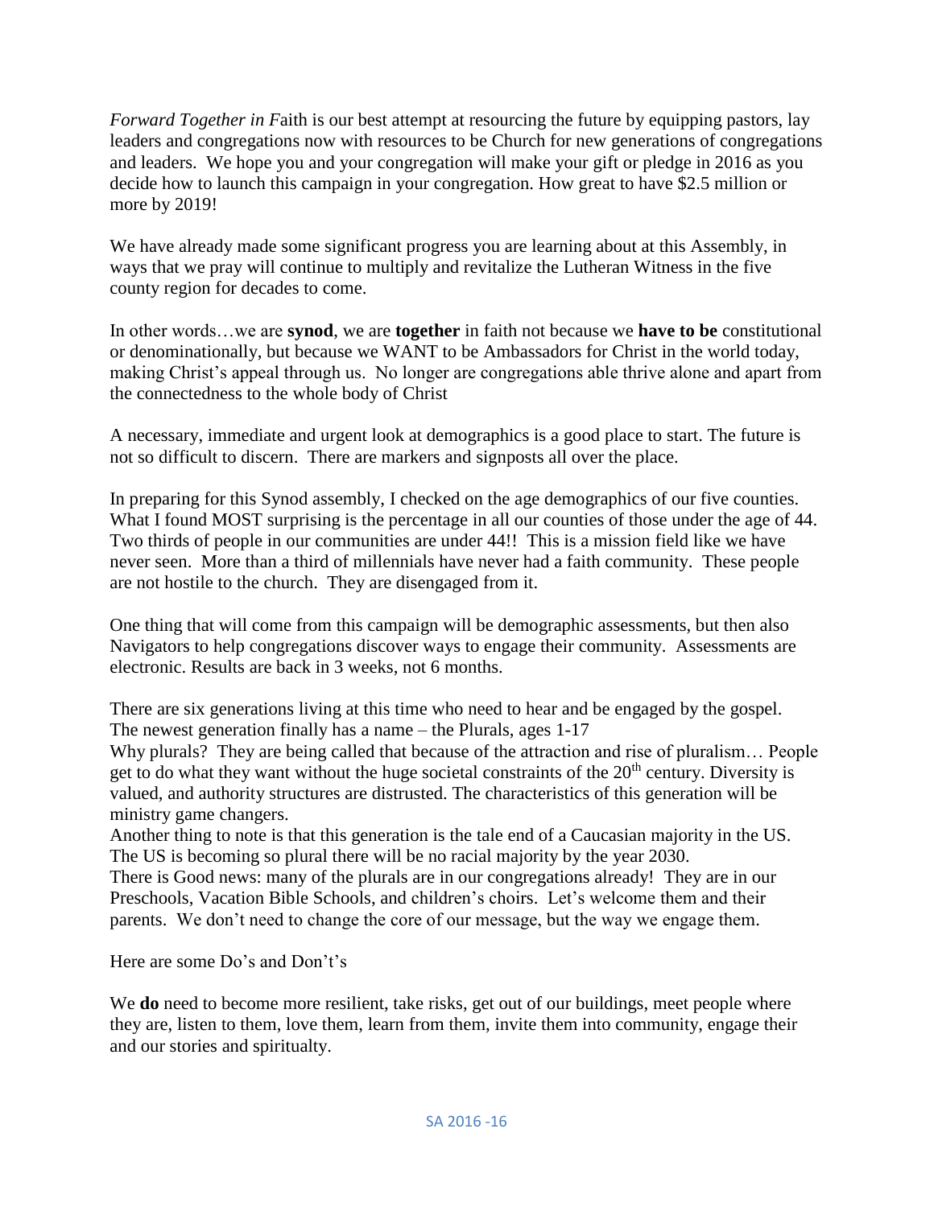*Forward Together in F*aith is our best attempt at resourcing the future by equipping pastors, lay leaders and congregations now with resources to be Church for new generations of congregations and leaders. We hope you and your congregation will make your gift or pledge in 2016 as you decide how to launch this campaign in your congregation. How great to have $2.5 million or more by 2019!

We have already made some significant progress you are learning about at this Assembly, in ways that we pray will continue to multiply and revitalize the Lutheran Witness in the five county region for decades to come.

In other words…we are **synod**, we are **together** in faith not because we **have to be** constitutional or denominationally, but because we WANT to be Ambassadors for Christ in the world today, making Christ's appeal through us. No longer are congregations able thrive alone and apart from the connectedness to the whole body of Christ

A necessary, immediate and urgent look at demographics is a good place to start. The future is not so difficult to discern. There are markers and signposts all over the place.

In preparing for this Synod assembly, I checked on the age demographics of our five counties. What I found MOST surprising is the percentage in all our counties of those under the age of 44. Two thirds of people in our communities are under 44!! This is a mission field like we have never seen. More than a third of millennials have never had a faith community. These people are not hostile to the church. They are disengaged from it.

One thing that will come from this campaign will be demographic assessments, but then also Navigators to help congregations discover ways to engage their community. Assessments are electronic. Results are back in 3 weeks, not 6 months.

There are six generations living at this time who need to hear and be engaged by the gospel. The newest generation finally has a name – the Plurals, ages 1-17

Why plurals? They are being called that because of the attraction and rise of pluralism… People get to do what they want without the huge societal constraints of the 20th century. Diversity is valued, and authority structures are distrusted. The characteristics of this generation will be ministry game changers.

Another thing to note is that this generation is the tale end of a Caucasian majority in the US. The US is becoming so plural there will be no racial majority by the year 2030.

There is Good news: many of the plurals are in our congregations already! They are in our Preschools, Vacation Bible Schools, and children's choirs. Let's welcome them and their parents. We don't need to change the core of our message, but the way we engage them.

Here are some Do's and Don't's

We **do** need to become more resilient, take risks, get out of our buildings, meet people where they are, listen to them, love them, learn from them, invite them into community, engage their and our stories and spiritualty.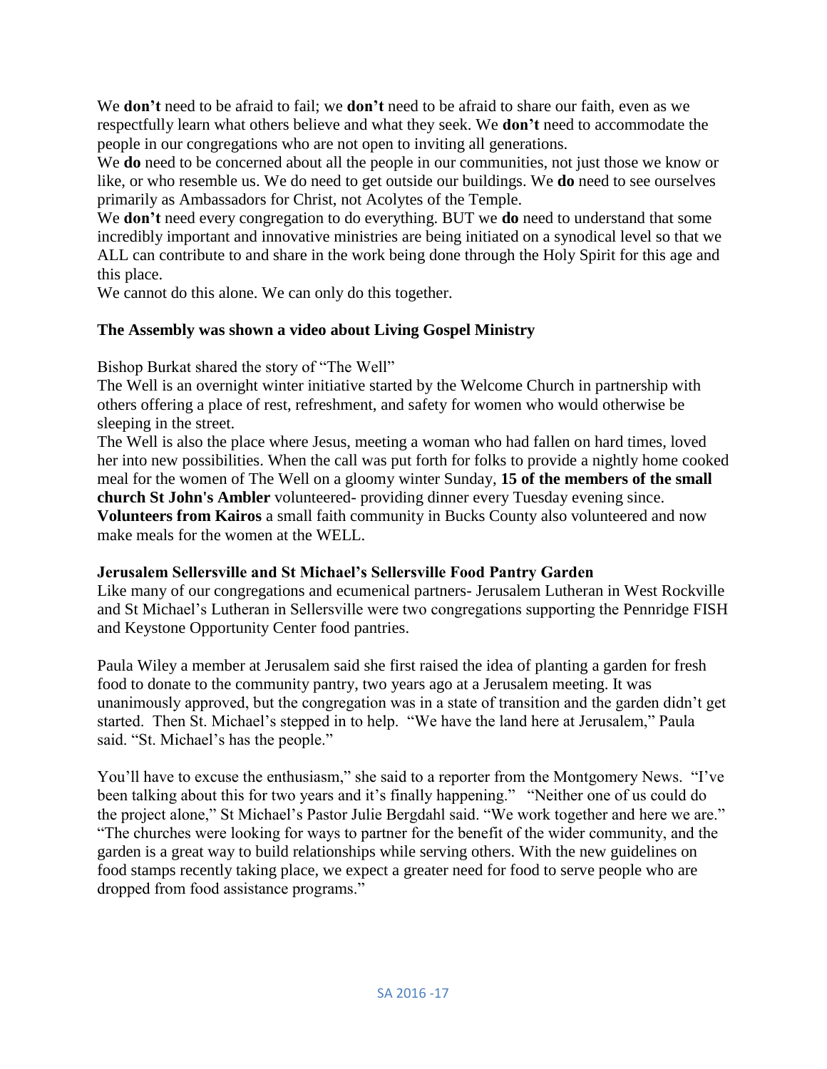We **don't** need to be afraid to fail; we **don't** need to be afraid to share our faith, even as we respectfully learn what others believe and what they seek. We **don't** need to accommodate the people in our congregations who are not open to inviting all generations.

We **do** need to be concerned about all the people in our communities, not just those we know or like, or who resemble us. We do need to get outside our buildings. We **do** need to see ourselves primarily as Ambassadors for Christ, not Acolytes of the Temple.

We **don't** need every congregation to do everything. BUT we **do** need to understand that some incredibly important and innovative ministries are being initiated on a synodical level so that we ALL can contribute to and share in the work being done through the Holy Spirit for this age and this place.

We cannot do this alone. We can only do this together.

**The Assembly was shown a video about Living Gospel Ministry**

Bishop Burkat shared the story of "The Well"

The Well is an overnight winter initiative started by the Welcome Church in partnership with others offering a place of rest, refreshment, and safety for women who would otherwise be sleeping in the street.

The Well is also the place where Jesus, meeting a woman who had fallen on hard times, loved her into new possibilities. When the call was put forth for folks to provide a nightly home cooked meal for the women of The Well on a gloomy winter Sunday, **15 of the members of the small church St John's Ambler** volunteered- providing dinner every Tuesday evening since. **Volunteers from Kairos** a small faith community in Bucks County also volunteered and now make meals for the women at the WELL.

**Jerusalem Sellersville and St Michael's Sellersville Food Pantry Garden**

Like many of our congregations and ecumenical partners- Jerusalem Lutheran in West Rockville and St Michael's Lutheran in Sellersville were two congregations supporting the Pennridge FISH and Keystone Opportunity Center food pantries.

Paula Wiley a member at Jerusalem said she first raised the idea of planting a garden for fresh food to donate to the community pantry, two years ago at a Jerusalem meeting. It was unanimously approved, but the congregation was in a state of transition and the garden didn't get started. Then St. Michael's stepped in to help. "We have the land here at Jerusalem," Paula said. "St. Michael's has the people."

You'll have to excuse the enthusiasm," she said to a reporter from the Montgomery News. "I've been talking about this for two years and it's finally happening." "Neither one of us could do the project alone," St Michael's Pastor Julie Bergdahl said. "We work together and here we are." "The churches were looking for ways to partner for the benefit of the wider community, and the garden is a great way to build relationships while serving others. With the new guidelines on food stamps recently taking place, we expect a greater need for food to serve people who are dropped from food assistance programs."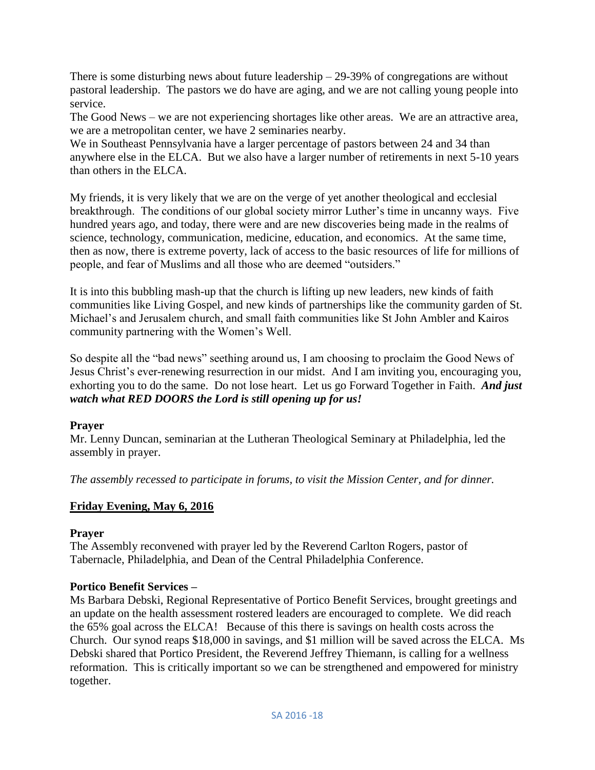There is some disturbing news about future leadership – 29-39% of congregations are without pastoral leadership. The pastors we do have are aging, and we are not calling young people into service.
The Good News – we are not experiencing shortages like other areas. We are an attractive area, we are a metropolitan center, we have 2 seminaries nearby.
We in Southeast Pennsylvania have a larger percentage of pastors between 24 and 34 than anywhere else in the ELCA. But we also have a larger number of retirements in next 5-10 years than others in the ELCA.

My friends, it is very likely that we are on the verge of yet another theological and ecclesial breakthrough. The conditions of our global society mirror Luther's time in uncanny ways. Five hundred years ago, and today, there were and are new discoveries being made in the realms of science, technology, communication, medicine, education, and economics. At the same time, then as now, there is extreme poverty, lack of access to the basic resources of life for millions of people, and fear of Muslims and all those who are deemed "outsiders."

It is into this bubbling mash-up that the church is lifting up new leaders, new kinds of faith communities like Living Gospel, and new kinds of partnerships like the community garden of St. Michael's and Jerusalem church, and small faith communities like St John Ambler and Kairos community partnering with the Women's Well.

So despite all the "bad news" seething around us, I am choosing to proclaim the Good News of Jesus Christ's ever-renewing resurrection in our midst. And I am inviting you, encouraging you, exhorting you to do the same. Do not lose heart. Let us go Forward Together in Faith. ***And just watch what RED DOORS the Lord is still opening up for us!***

**Prayer**
Mr. Lenny Duncan, seminarian at the Lutheran Theological Seminary at Philadelphia, led the assembly in prayer.

*The assembly recessed to participate in forums, to visit the Mission Center, and for dinner.*

## Friday Evening, May 6, 2016

**Prayer**
The Assembly reconvened with prayer led by the Reverend Carlton Rogers, pastor of Tabernacle, Philadelphia, and Dean of the Central Philadelphia Conference.

**Portico Benefit Services –**
Ms Barbara Debski, Regional Representative of Portico Benefit Services, brought greetings and an update on the health assessment rostered leaders are encouraged to complete. We did reach the 65% goal across the ELCA! Because of this there is savings on health costs across the Church. Our synod reaps $18,000 in savings, and $1 million will be saved across the ELCA. Ms Debski shared that Portico President, the Reverend Jeffrey Thiemann, is calling for a wellness reformation. This is critically important so we can be strengthened and empowered for ministry together.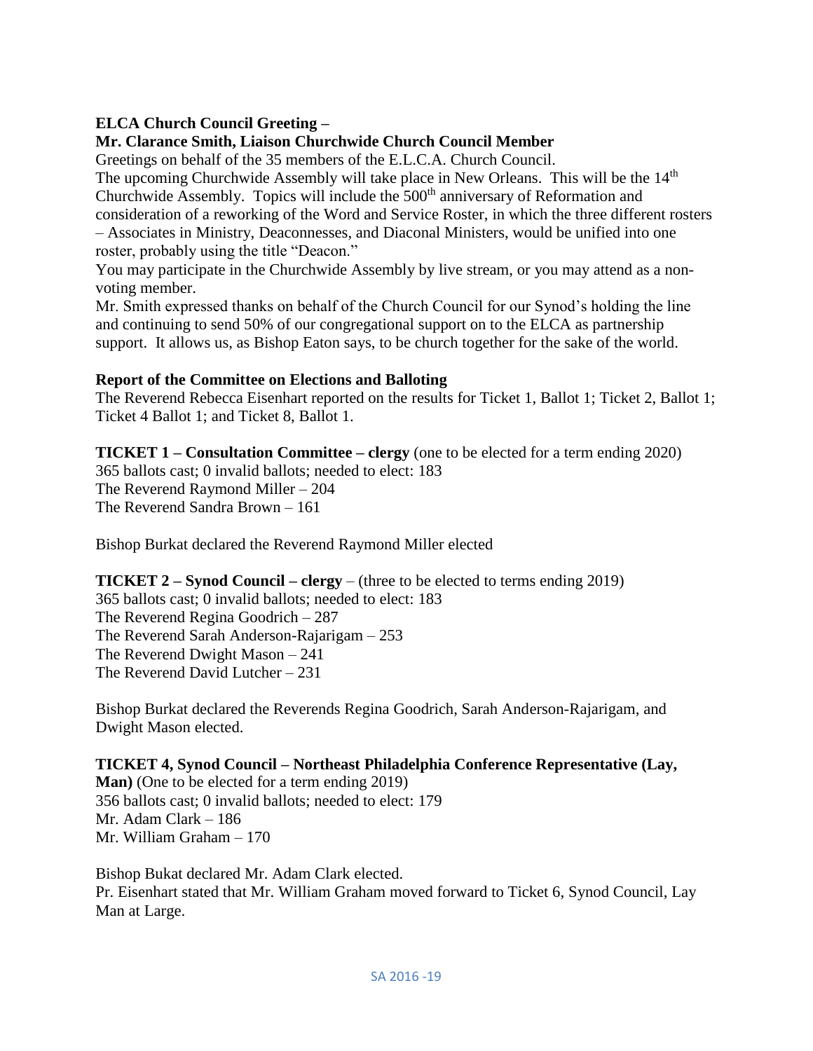**ELCA Church Council Greeting –**
**Mr. Clarance Smith, Liaison Churchwide Church Council Member**
Greetings on behalf of the 35 members of the E.L.C.A. Church Council.
The upcoming Churchwide Assembly will take place in New Orleans. This will be the 14th Churchwide Assembly. Topics will include the 500th anniversary of Reformation and consideration of a reworking of the Word and Service Roster, in which the three different rosters – Associates in Ministry, Deaconnesses, and Diaconal Ministers, would be unified into one roster, probably using the title "Deacon."
You may participate in the Churchwide Assembly by live stream, or you may attend as a non-voting member.
Mr. Smith expressed thanks on behalf of the Church Council for our Synod's holding the line and continuing to send 50% of our congregational support on to the ELCA as partnership support. It allows us, as Bishop Eaton says, to be church together for the sake of the world.

**Report of the Committee on Elections and Balloting**
The Reverend Rebecca Eisenhart reported on the results for Ticket 1, Ballot 1; Ticket 2, Ballot 1; Ticket 4 Ballot 1; and Ticket 8, Ballot 1.

**TICKET 1 – Consultation Committee – clergy** (one to be elected for a term ending 2020)
365 ballots cast; 0 invalid ballots; needed to elect: 183
The Reverend Raymond Miller – 204
The Reverend Sandra Brown – 161

Bishop Burkat declared the Reverend Raymond Miller elected

**TICKET 2 – Synod Council – clergy** – (three to be elected to terms ending 2019)
365 ballots cast; 0 invalid ballots; needed to elect: 183
The Reverend Regina Goodrich – 287
The Reverend Sarah Anderson-Rajarigam – 253
The Reverend Dwight Mason – 241
The Reverend David Lutcher – 231

Bishop Burkat declared the Reverends Regina Goodrich, Sarah Anderson-Rajarigam, and Dwight Mason elected.

**TICKET 4, Synod Council – Northeast Philadelphia Conference Representative (Lay, Man)** (One to be elected for a term ending 2019)
356 ballots cast; 0 invalid ballots; needed to elect: 179
Mr. Adam Clark – 186
Mr. William Graham – 170

Bishop Bukat declared Mr. Adam Clark elected.
Pr. Eisenhart stated that Mr. William Graham moved forward to Ticket 6, Synod Council, Lay Man at Large.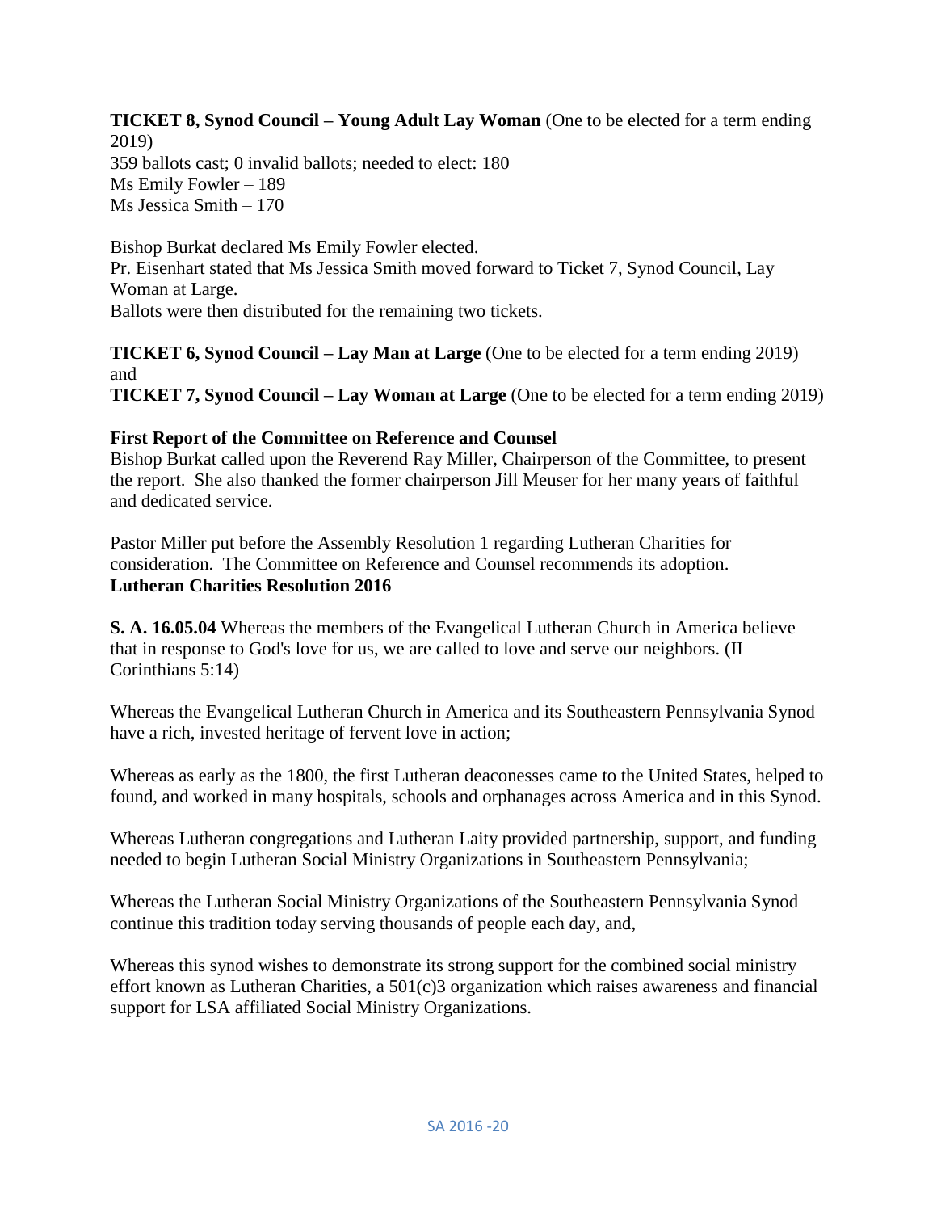**TICKET 8, Synod Council – Young Adult Lay Woman** (One to be elected for a term ending 2019)
359 ballots cast; 0 invalid ballots; needed to elect: 180
Ms Emily Fowler – 189
Ms Jessica Smith – 170

Bishop Burkat declared Ms Emily Fowler elected.
Pr. Eisenhart stated that Ms Jessica Smith moved forward to Ticket 7, Synod Council, Lay Woman at Large.
Ballots were then distributed for the remaining two tickets.

**TICKET 6, Synod Council – Lay Man at Large** (One to be elected for a term ending 2019) and
**TICKET 7, Synod Council – Lay Woman at Large** (One to be elected for a term ending 2019)

**First Report of the Committee on Reference and Counsel**
Bishop Burkat called upon the Reverend Ray Miller, Chairperson of the Committee, to present the report. She also thanked the former chairperson Jill Meuser for her many years of faithful and dedicated service.

Pastor Miller put before the Assembly Resolution 1 regarding Lutheran Charities for consideration. The Committee on Reference and Counsel recommends its adoption.
**Lutheran Charities Resolution 2016**

**S. A. 16.05.04** Whereas the members of the Evangelical Lutheran Church in America believe that in response to God's love for us, we are called to love and serve our neighbors. (II Corinthians 5:14)

Whereas the Evangelical Lutheran Church in America and its Southeastern Pennsylvania Synod have a rich, invested heritage of fervent love in action;

Whereas as early as the 1800, the first Lutheran deaconesses came to the United States, helped to found, and worked in many hospitals, schools and orphanages across America and in this Synod.

Whereas Lutheran congregations and Lutheran Laity provided partnership, support, and funding needed to begin Lutheran Social Ministry Organizations in Southeastern Pennsylvania;

Whereas the Lutheran Social Ministry Organizations of the Southeastern Pennsylvania Synod continue this tradition today serving thousands of people each day, and,

Whereas this synod wishes to demonstrate its strong support for the combined social ministry effort known as Lutheran Charities, a 501(c)3 organization which raises awareness and financial support for LSA affiliated Social Ministry Organizations.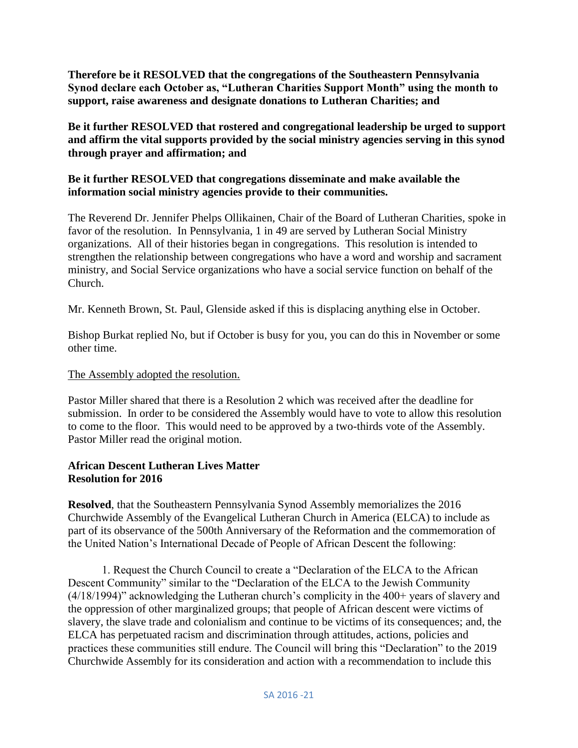**Therefore be it RESOLVED that the congregations of the Southeastern Pennsylvania Synod declare each October as, "Lutheran Charities Support Month" using the month to support, raise awareness and designate donations to Lutheran Charities; and**

**Be it further RESOLVED that rostered and congregational leadership be urged to support and affirm the vital supports provided by the social ministry agencies serving in this synod through prayer and affirmation; and**

**Be it further RESOLVED that congregations disseminate and make available the information social ministry agencies provide to their communities.**

The Reverend Dr. Jennifer Phelps Ollikainen, Chair of the Board of Lutheran Charities, spoke in favor of the resolution. In Pennsylvania, 1 in 49 are served by Lutheran Social Ministry organizations. All of their histories began in congregations. This resolution is intended to strengthen the relationship between congregations who have a word and worship and sacrament ministry, and Social Service organizations who have a social service function on behalf of the Church.

Mr. Kenneth Brown, St. Paul, Glenside asked if this is displacing anything else in October.

Bishop Burkat replied No, but if October is busy for you, you can do this in November or some other time.

<u>The Assembly adopted the resolution.</u>

Pastor Miller shared that there is a Resolution 2 which was received after the deadline for submission. In order to be considered the Assembly would have to vote to allow this resolution to come to the floor. This would need to be approved by a two-thirds vote of the Assembly. Pastor Miller read the original motion.

**African Descent Lutheran Lives Matter**
**Resolution for 2016**

**Resolved**, that the Southeastern Pennsylvania Synod Assembly memorializes the 2016 Churchwide Assembly of the Evangelical Lutheran Church in America (ELCA) to include as part of its observance of the 500th Anniversary of the Reformation and the commemoration of the United Nation's International Decade of People of African Descent the following:

1. Request the Church Council to create a "Declaration of the ELCA to the African Descent Community" similar to the "Declaration of the ELCA to the Jewish Community (4/18/1994)" acknowledging the Lutheran church's complicity in the 400+ years of slavery and the oppression of other marginalized groups; that people of African descent were victims of slavery, the slave trade and colonialism and continue to be victims of its consequences; and, the ELCA has perpetuated racism and discrimination through attitudes, actions, policies and practices these communities still endure. The Council will bring this "Declaration" to the 2019 Churchwide Assembly for its consideration and action with a recommendation to include this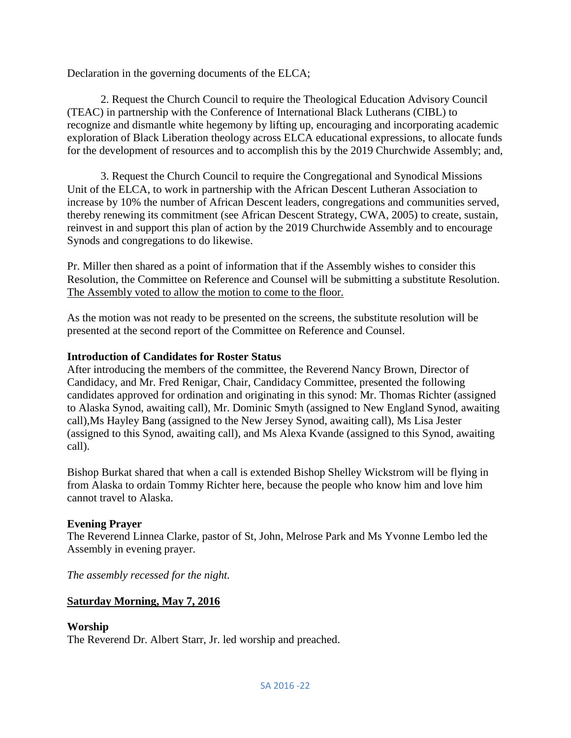Declaration in the governing documents of the ELCA;

2. Request the Church Council to require the Theological Education Advisory Council (TEAC) in partnership with the Conference of International Black Lutherans (CIBL) to recognize and dismantle white hegemony by lifting up, encouraging and incorporating academic exploration of Black Liberation theology across ELCA educational expressions, to allocate funds for the development of resources and to accomplish this by the 2019 Churchwide Assembly; and,

3. Request the Church Council to require the Congregational and Synodical Missions Unit of the ELCA, to work in partnership with the African Descent Lutheran Association to increase by 10% the number of African Descent leaders, congregations and communities served, thereby renewing its commitment (see African Descent Strategy, CWA, 2005) to create, sustain, reinvest in and support this plan of action by the 2019 Churchwide Assembly and to encourage Synods and congregations to do likewise.

Pr. Miller then shared as a point of information that if the Assembly wishes to consider this Resolution, the Committee on Reference and Counsel will be submitting a substitute Resolution. <u>The Assembly voted to allow the motion to come to the floor.</u>

As the motion was not ready to be presented on the screens, the substitute resolution will be presented at the second report of the Committee on Reference and Counsel.

**Introduction of Candidates for Roster Status**
After introducing the members of the committee, the Reverend Nancy Brown, Director of Candidacy, and Mr. Fred Renigar, Chair, Candidacy Committee, presented the following candidates approved for ordination and originating in this synod: Mr. Thomas Richter (assigned to Alaska Synod, awaiting call), Mr. Dominic Smyth (assigned to New England Synod, awaiting call),Ms Hayley Bang (assigned to the New Jersey Synod, awaiting call), Ms Lisa Jester (assigned to this Synod, awaiting call), and Ms Alexa Kvande (assigned to this Synod, awaiting call).

Bishop Burkat shared that when a call is extended Bishop Shelley Wickstrom will be flying in from Alaska to ordain Tommy Richter here, because the people who know him and love him cannot travel to Alaska.

**Evening Prayer**
The Reverend Linnea Clarke, pastor of St, John, Melrose Park and Ms Yvonne Lembo led the Assembly in evening prayer.

*The assembly recessed for the night.*

**<u>Saturday Morning, May 7, 2016</u>**

**Worship**
The Reverend Dr. Albert Starr, Jr. led worship and preached.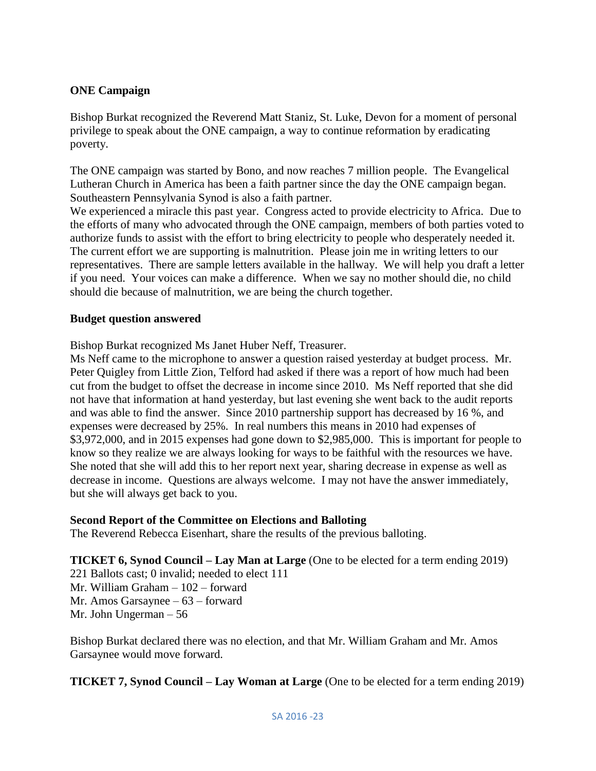**ONE Campaign**

Bishop Burkat recognized the Reverend Matt Staniz, St. Luke, Devon for a moment of personal privilege to speak about the ONE campaign, a way to continue reformation by eradicating poverty.

The ONE campaign was started by Bono, and now reaches 7 million people. The Evangelical Lutheran Church in America has been a faith partner since the day the ONE campaign began. Southeastern Pennsylvania Synod is also a faith partner.
We experienced a miracle this past year. Congress acted to provide electricity to Africa. Due to the efforts of many who advocated through the ONE campaign, members of both parties voted to authorize funds to assist with the effort to bring electricity to people who desperately needed it. The current effort we are supporting is malnutrition. Please join me in writing letters to our representatives. There are sample letters available in the hallway. We will help you draft a letter if you need. Your voices can make a difference. When we say no mother should die, no child should die because of malnutrition, we are being the church together.

**Budget question answered**

Bishop Burkat recognized Ms Janet Huber Neff, Treasurer.
Ms Neff came to the microphone to answer a question raised yesterday at budget process. Mr. Peter Quigley from Little Zion, Telford had asked if there was a report of how much had been cut from the budget to offset the decrease in income since 2010. Ms Neff reported that she did not have that information at hand yesterday, but last evening she went back to the audit reports and was able to find the answer. Since 2010 partnership support has decreased by 16 %, and expenses were decreased by 25%. In real numbers this means in 2010 had expenses of $3,972,000, and in 2015 expenses had gone down to $2,985,000. This is important for people to know so they realize we are always looking for ways to be faithful with the resources we have. She noted that she will add this to her report next year, sharing decrease in expense as well as decrease in income. Questions are always welcome. I may not have the answer immediately, but she will always get back to you.

**Second Report of the Committee on Elections and Balloting**
The Reverend Rebecca Eisenhart, share the results of the previous balloting.

**TICKET 6, Synod Council – Lay Man at Large** (One to be elected for a term ending 2019)
221 Ballots cast; 0 invalid; needed to elect 111
Mr. William Graham – 102 – forward
Mr. Amos Garsaynee – 63 – forward
Mr. John Ungerman – 56

Bishop Burkat declared there was no election, and that Mr. William Graham and Mr. Amos Garsaynee would move forward.

**TICKET 7, Synod Council – Lay Woman at Large** (One to be elected for a term ending 2019)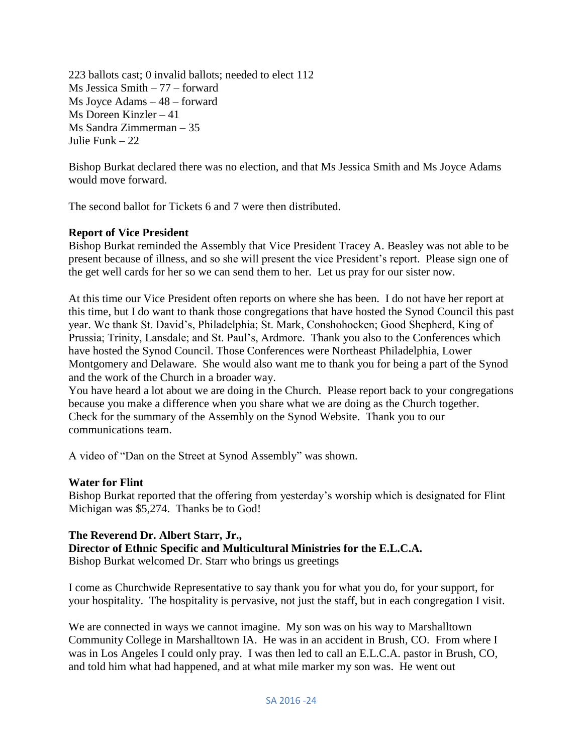223 ballots cast; 0 invalid ballots; needed to elect 112
Ms Jessica Smith – 77 – forward
Ms Joyce Adams – 48 – forward
Ms Doreen Kinzler – 41
Ms Sandra Zimmerman – 35
Julie Funk – 22

Bishop Burkat declared there was no election, and that Ms Jessica Smith and Ms Joyce Adams would move forward.

The second ballot for Tickets 6 and 7 were then distributed.

**Report of Vice President**
Bishop Burkat reminded the Assembly that Vice President Tracey A. Beasley was not able to be present because of illness, and so she will present the vice President's report. Please sign one of the get well cards for her so we can send them to her. Let us pray for our sister now.

At this time our Vice President often reports on where she has been. I do not have her report at this time, but I do want to thank those congregations that have hosted the Synod Council this past year. We thank St. David's, Philadelphia; St. Mark, Conshohocken; Good Shepherd, King of Prussia; Trinity, Lansdale; and St. Paul's, Ardmore. Thank you also to the Conferences which have hosted the Synod Council. Those Conferences were Northeast Philadelphia, Lower Montgomery and Delaware. She would also want me to thank you for being a part of the Synod and the work of the Church in a broader way.
You have heard a lot about we are doing in the Church. Please report back to your congregations because you make a difference when you share what we are doing as the Church together. Check for the summary of the Assembly on the Synod Website. Thank you to our communications team.

A video of "Dan on the Street at Synod Assembly" was shown.

**Water for Flint**
Bishop Burkat reported that the offering from yesterday's worship which is designated for Flint Michigan was $5,274. Thanks be to God!

**The Reverend Dr. Albert Starr, Jr.,**
**Director of Ethnic Specific and Multicultural Ministries for the E.L.C.A.**
Bishop Burkat welcomed Dr. Starr who brings us greetings

I come as Churchwide Representative to say thank you for what you do, for your support, for your hospitality. The hospitality is pervasive, not just the staff, but in each congregation I visit.

We are connected in ways we cannot imagine. My son was on his way to Marshalltown Community College in Marshalltown IA. He was in an accident in Brush, CO. From where I was in Los Angeles I could only pray. I was then led to call an E.L.C.A. pastor in Brush, CO, and told him what had happened, and at what mile marker my son was. He went out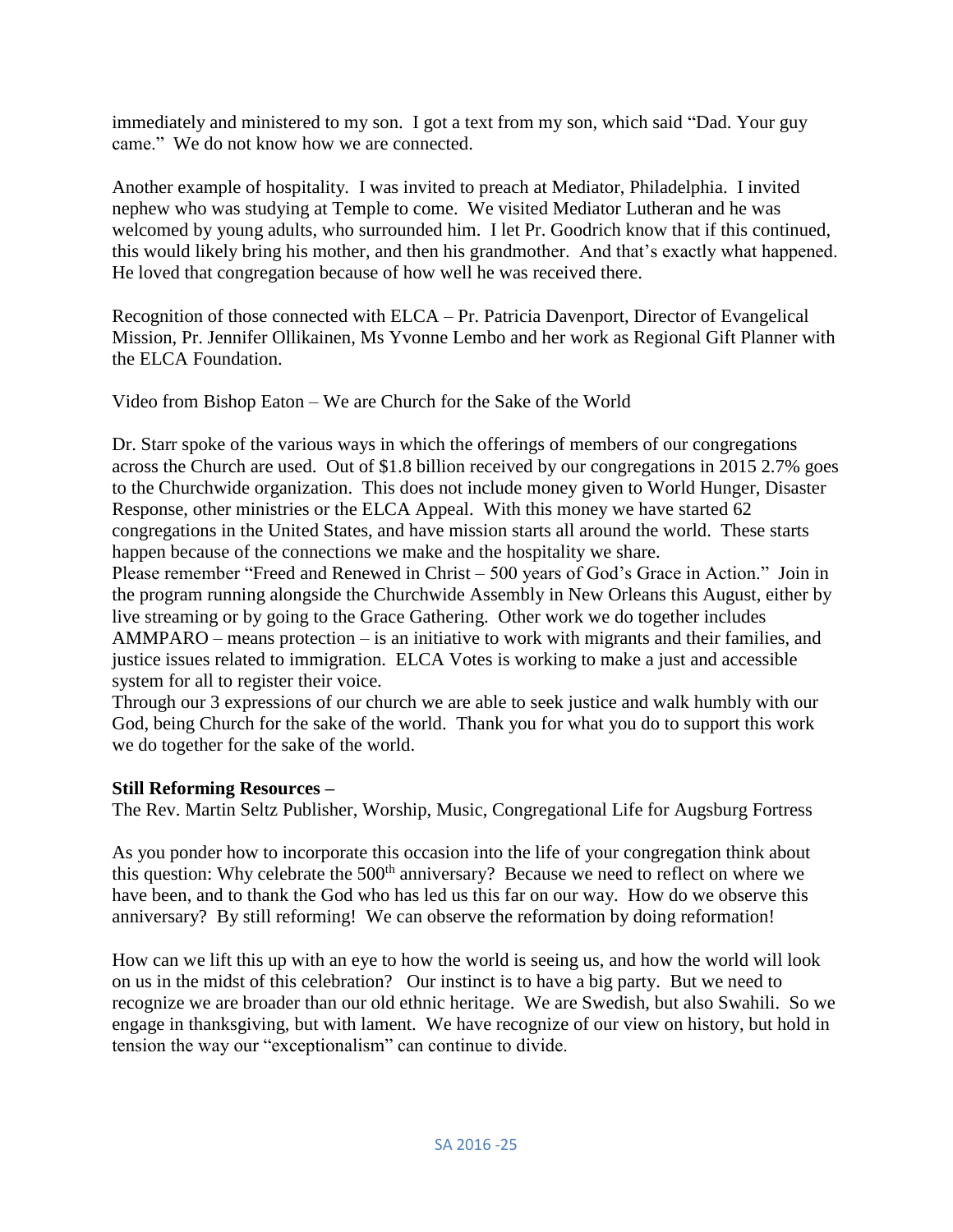immediately and ministered to my son. I got a text from my son, which said "Dad. Your guy came." We do not know how we are connected.

Another example of hospitality. I was invited to preach at Mediator, Philadelphia. I invited nephew who was studying at Temple to come. We visited Mediator Lutheran and he was welcomed by young adults, who surrounded him. I let Pr. Goodrich know that if this continued, this would likely bring his mother, and then his grandmother. And that's exactly what happened. He loved that congregation because of how well he was received there.

Recognition of those connected with ELCA – Pr. Patricia Davenport, Director of Evangelical Mission, Pr. Jennifer Ollikainen, Ms Yvonne Lembo and her work as Regional Gift Planner with the ELCA Foundation.

Video from Bishop Eaton – We are Church for the Sake of the World

Dr. Starr spoke of the various ways in which the offerings of members of our congregations across the Church are used. Out of $1.8 billion received by our congregations in 2015 2.7% goes to the Churchwide organization. This does not include money given to World Hunger, Disaster Response, other ministries or the ELCA Appeal. With this money we have started 62 congregations in the United States, and have mission starts all around the world. These starts happen because of the connections we make and the hospitality we share.
Please remember "Freed and Renewed in Christ – 500 years of God's Grace in Action." Join in the program running alongside the Churchwide Assembly in New Orleans this August, either by live streaming or by going to the Grace Gathering. Other work we do together includes AMMPARO – means protection – is an initiative to work with migrants and their families, and justice issues related to immigration. ELCA Votes is working to make a just and accessible system for all to register their voice.
Through our 3 expressions of our church we are able to seek justice and walk humbly with our God, being Church for the sake of the world. Thank you for what you do to support this work we do together for the sake of the world.

**Still Reforming Resources –**
The Rev. Martin Seltz Publisher, Worship, Music, Congregational Life for Augsburg Fortress

As you ponder how to incorporate this occasion into the life of your congregation think about this question: Why celebrate the 500th anniversary? Because we need to reflect on where we have been, and to thank the God who has led us this far on our way. How do we observe this anniversary? By still reforming! We can observe the reformation by doing reformation!

How can we lift this up with an eye to how the world is seeing us, and how the world will look on us in the midst of this celebration? Our instinct is to have a big party. But we need to recognize we are broader than our old ethnic heritage. We are Swedish, but also Swahili. So we engage in thanksgiving, but with lament. We have recognize of our view on history, but hold in tension the way our "exceptionalism" can continue to divide.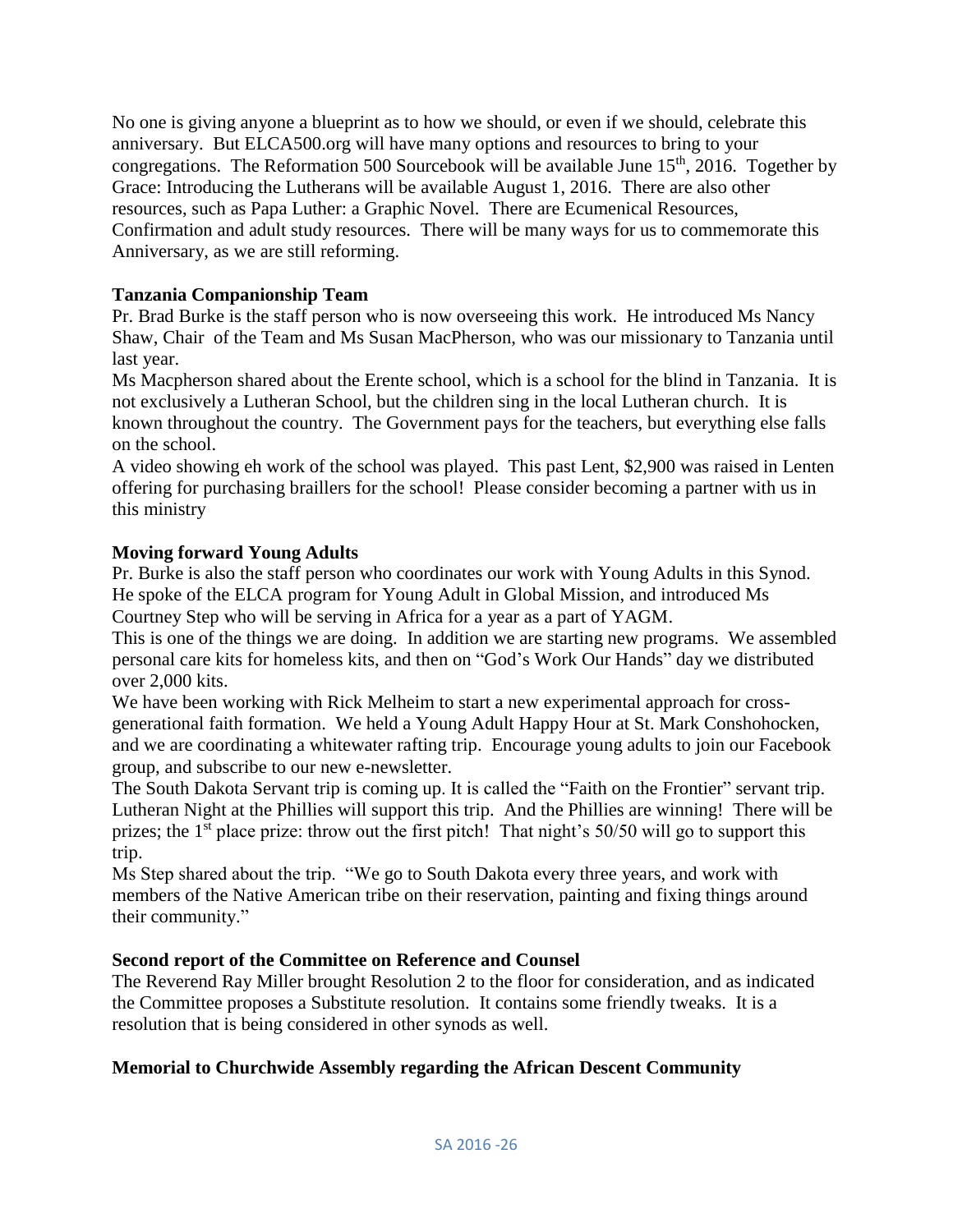No one is giving anyone a blueprint as to how we should, or even if we should, celebrate this anniversary. But ELCA500.org will have many options and resources to bring to your congregations. The Reformation 500 Sourcebook will be available June 15th, 2016. Together by Grace: Introducing the Lutherans will be available August 1, 2016. There are also other resources, such as Papa Luther: a Graphic Novel. There are Ecumenical Resources, Confirmation and adult study resources. There will be many ways for us to commemorate this Anniversary, as we are still reforming.

**Tanzania Companionship Team**

Pr. Brad Burke is the staff person who is now overseeing this work. He introduced Ms Nancy Shaw, Chair of the Team and Ms Susan MacPherson, who was our missionary to Tanzania until last year.

Ms Macpherson shared about the Erente school, which is a school for the blind in Tanzania. It is not exclusively a Lutheran School, but the children sing in the local Lutheran church. It is known throughout the country. The Government pays for the teachers, but everything else falls on the school.

A video showing eh work of the school was played. This past Lent, $2,900 was raised in Lenten offering for purchasing braillers for the school! Please consider becoming a partner with us in this ministry

**Moving forward Young Adults**

Pr. Burke is also the staff person who coordinates our work with Young Adults in this Synod. He spoke of the ELCA program for Young Adult in Global Mission, and introduced Ms Courtney Step who will be serving in Africa for a year as a part of YAGM.

This is one of the things we are doing. In addition we are starting new programs. We assembled personal care kits for homeless kits, and then on "God's Work Our Hands" day we distributed over 2,000 kits.

We have been working with Rick Melheim to start a new experimental approach for cross-generational faith formation. We held a Young Adult Happy Hour at St. Mark Conshohocken, and we are coordinating a whitewater rafting trip. Encourage young adults to join our Facebook group, and subscribe to our new e-newsletter.

The South Dakota Servant trip is coming up. It is called the "Faith on the Frontier" servant trip. Lutheran Night at the Phillies will support this trip. And the Phillies are winning! There will be prizes; the 1st place prize: throw out the first pitch! That night's 50/50 will go to support this trip.

Ms Step shared about the trip. "We go to South Dakota every three years, and work with members of the Native American tribe on their reservation, painting and fixing things around their community."

**Second report of the Committee on Reference and Counsel**

The Reverend Ray Miller brought Resolution 2 to the floor for consideration, and as indicated the Committee proposes a Substitute resolution. It contains some friendly tweaks. It is a resolution that is being considered in other synods as well.

**Memorial to Churchwide Assembly regarding the African Descent Community**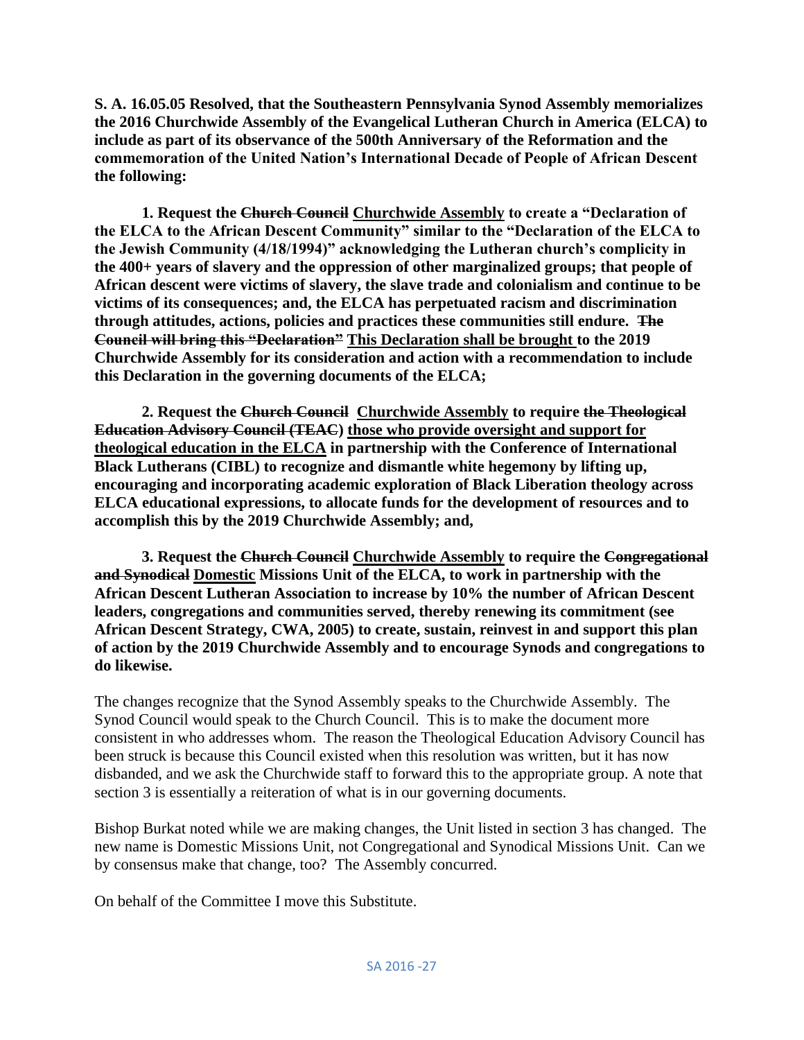**S. A. 16.05.05 Resolved, that the Southeastern Pennsylvania Synod Assembly memorializes the 2016 Churchwide Assembly of the Evangelical Lutheran Church in America (ELCA) to include as part of its observance of the 500th Anniversary of the Reformation and the commemoration of the United Nation's International Decade of People of African Descent the following:**

**1. Request the ~~Church Council~~ <u>Churchwide Assembly</u> to create a "Declaration of the ELCA to the African Descent Community" similar to the "Declaration of the ELCA to the Jewish Community (4/18/1994)" acknowledging the Lutheran church's complicity in the 400+ years of slavery and the oppression of other marginalized groups; that people of African descent were victims of slavery, the slave trade and colonialism and continue to be victims of its consequences; and, the ELCA has perpetuated racism and discrimination through attitudes, actions, policies and practices these communities still endure. ~~The Council will bring this "Declaration"~~ <u>This Declaration shall be brought</u> to the 2019 Churchwide Assembly for its consideration and action with a recommendation to include this Declaration in the governing documents of the ELCA;**

**2. Request the ~~Church Council~~ <u>Churchwide Assembly</u> to require ~~the Theological Education Advisory Council (TEAC)~~ <u>those who provide oversight and support for theological education in the ELCA</u> in partnership with the Conference of International Black Lutherans (CIBL) to recognize and dismantle white hegemony by lifting up, encouraging and incorporating academic exploration of Black Liberation theology across ELCA educational expressions, to allocate funds for the development of resources and to accomplish this by the 2019 Churchwide Assembly; and,**

**3. Request the ~~Church Council~~ <u>Churchwide Assembly</u> to require the ~~Congregational and Synodical~~ <u>Domestic</u> Missions Unit of the ELCA, to work in partnership with the African Descent Lutheran Association to increase by 10% the number of African Descent leaders, congregations and communities served, thereby renewing its commitment (see African Descent Strategy, CWA, 2005) to create, sustain, reinvest in and support this plan of action by the 2019 Churchwide Assembly and to encourage Synods and congregations to do likewise.**

The changes recognize that the Synod Assembly speaks to the Churchwide Assembly. The Synod Council would speak to the Church Council. This is to make the document more consistent in who addresses whom. The reason the Theological Education Advisory Council has been struck is because this Council existed when this resolution was written, but it has now disbanded, and we ask the Churchwide staff to forward this to the appropriate group. A note that section 3 is essentially a reiteration of what is in our governing documents.

Bishop Burkat noted while we are making changes, the Unit listed in section 3 has changed. The new name is Domestic Missions Unit, not Congregational and Synodical Missions Unit. Can we by consensus make that change, too? The Assembly concurred.

On behalf of the Committee I move this Substitute.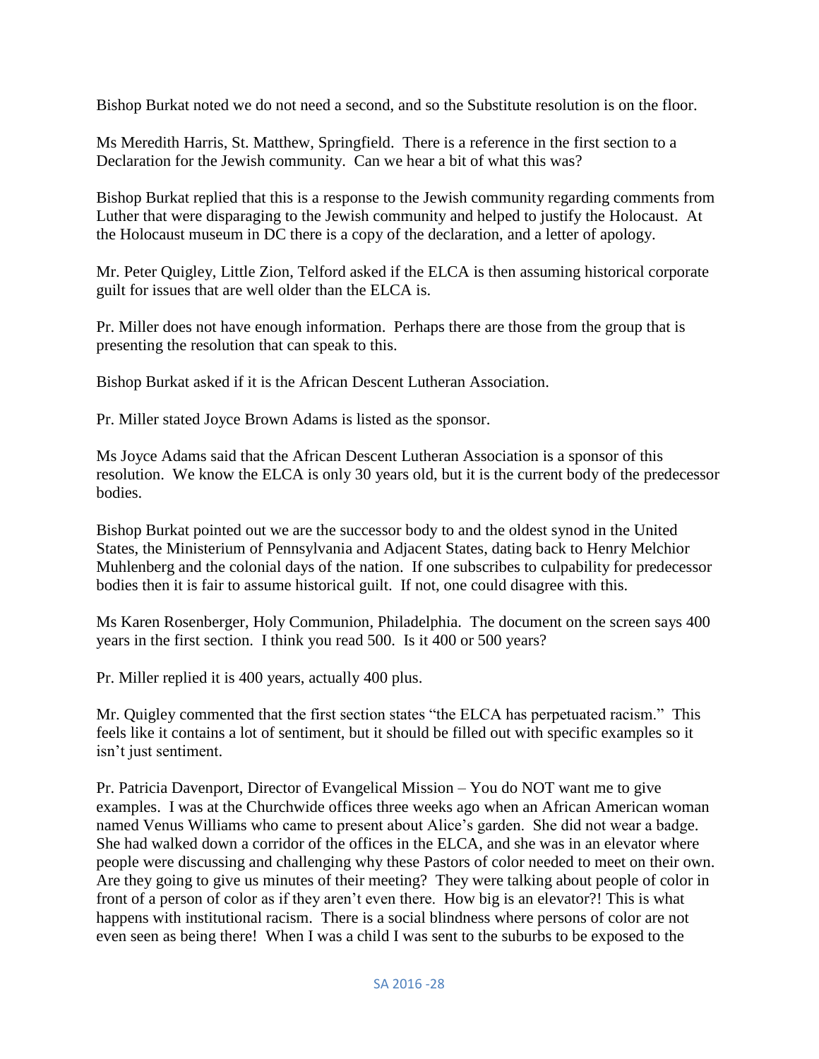Bishop Burkat noted we do not need a second, and so the Substitute resolution is on the floor.

Ms Meredith Harris, St. Matthew, Springfield. There is a reference in the first section to a Declaration for the Jewish community. Can we hear a bit of what this was?

Bishop Burkat replied that this is a response to the Jewish community regarding comments from Luther that were disparaging to the Jewish community and helped to justify the Holocaust. At the Holocaust museum in DC there is a copy of the declaration, and a letter of apology.

Mr. Peter Quigley, Little Zion, Telford asked if the ELCA is then assuming historical corporate guilt for issues that are well older than the ELCA is.

Pr. Miller does not have enough information. Perhaps there are those from the group that is presenting the resolution that can speak to this.

Bishop Burkat asked if it is the African Descent Lutheran Association.

Pr. Miller stated Joyce Brown Adams is listed as the sponsor.

Ms Joyce Adams said that the African Descent Lutheran Association is a sponsor of this resolution. We know the ELCA is only 30 years old, but it is the current body of the predecessor bodies.

Bishop Burkat pointed out we are the successor body to and the oldest synod in the United States, the Ministerium of Pennsylvania and Adjacent States, dating back to Henry Melchior Muhlenberg and the colonial days of the nation. If one subscribes to culpability for predecessor bodies then it is fair to assume historical guilt. If not, one could disagree with this.

Ms Karen Rosenberger, Holy Communion, Philadelphia. The document on the screen says 400 years in the first section. I think you read 500. Is it 400 or 500 years?

Pr. Miller replied it is 400 years, actually 400 plus.

Mr. Quigley commented that the first section states "the ELCA has perpetuated racism." This feels like it contains a lot of sentiment, but it should be filled out with specific examples so it isn't just sentiment.

Pr. Patricia Davenport, Director of Evangelical Mission – You do NOT want me to give examples. I was at the Churchwide offices three weeks ago when an African American woman named Venus Williams who came to present about Alice's garden. She did not wear a badge. She had walked down a corridor of the offices in the ELCA, and she was in an elevator where people were discussing and challenging why these Pastors of color needed to meet on their own. Are they going to give us minutes of their meeting? They were talking about people of color in front of a person of color as if they aren't even there. How big is an elevator?! This is what happens with institutional racism. There is a social blindness where persons of color are not even seen as being there! When I was a child I was sent to the suburbs to be exposed to the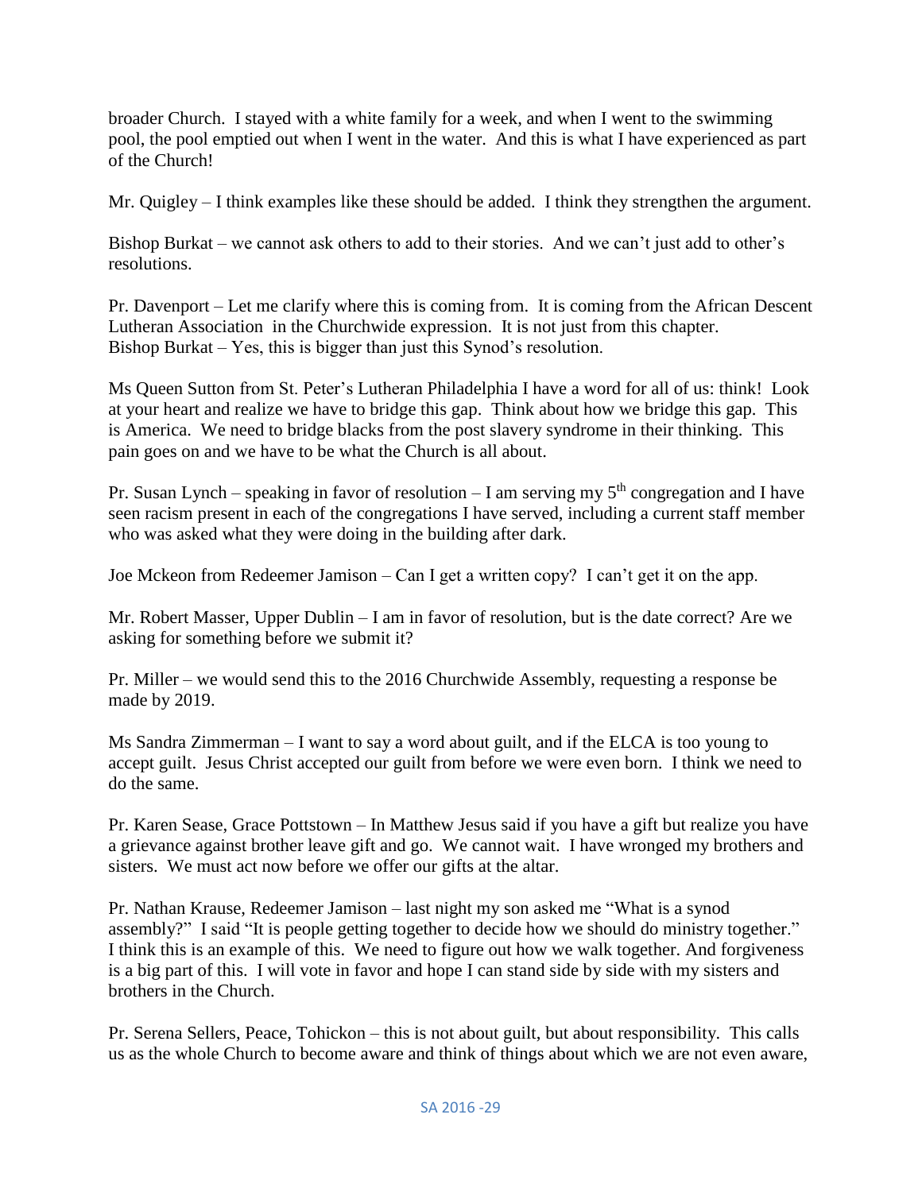broader Church. I stayed with a white family for a week, and when I went to the swimming pool, the pool emptied out when I went in the water. And this is what I have experienced as part of the Church!

Mr. Quigley – I think examples like these should be added. I think they strengthen the argument.

Bishop Burkat – we cannot ask others to add to their stories. And we can't just add to other's resolutions.

Pr. Davenport – Let me clarify where this is coming from. It is coming from the African Descent Lutheran Association in the Churchwide expression. It is not just from this chapter.
Bishop Burkat – Yes, this is bigger than just this Synod's resolution.

Ms Queen Sutton from St. Peter's Lutheran Philadelphia I have a word for all of us: think! Look at your heart and realize we have to bridge this gap. Think about how we bridge this gap. This is America. We need to bridge blacks from the post slavery syndrome in their thinking. This pain goes on and we have to be what the Church is all about.

Pr. Susan Lynch – speaking in favor of resolution – I am serving my 5th congregation and I have seen racism present in each of the congregations I have served, including a current staff member who was asked what they were doing in the building after dark.

Joe Mckeon from Redeemer Jamison – Can I get a written copy? I can't get it on the app.

Mr. Robert Masser, Upper Dublin – I am in favor of resolution, but is the date correct? Are we asking for something before we submit it?

Pr. Miller – we would send this to the 2016 Churchwide Assembly, requesting a response be made by 2019.

Ms Sandra Zimmerman – I want to say a word about guilt, and if the ELCA is too young to accept guilt. Jesus Christ accepted our guilt from before we were even born. I think we need to do the same.

Pr. Karen Sease, Grace Pottstown – In Matthew Jesus said if you have a gift but realize you have a grievance against brother leave gift and go. We cannot wait. I have wronged my brothers and sisters. We must act now before we offer our gifts at the altar.

Pr. Nathan Krause, Redeemer Jamison – last night my son asked me "What is a synod assembly?" I said "It is people getting together to decide how we should do ministry together." I think this is an example of this. We need to figure out how we walk together. And forgiveness is a big part of this. I will vote in favor and hope I can stand side by side with my sisters and brothers in the Church.

Pr. Serena Sellers, Peace, Tohickon – this is not about guilt, but about responsibility. This calls us as the whole Church to become aware and think of things about which we are not even aware,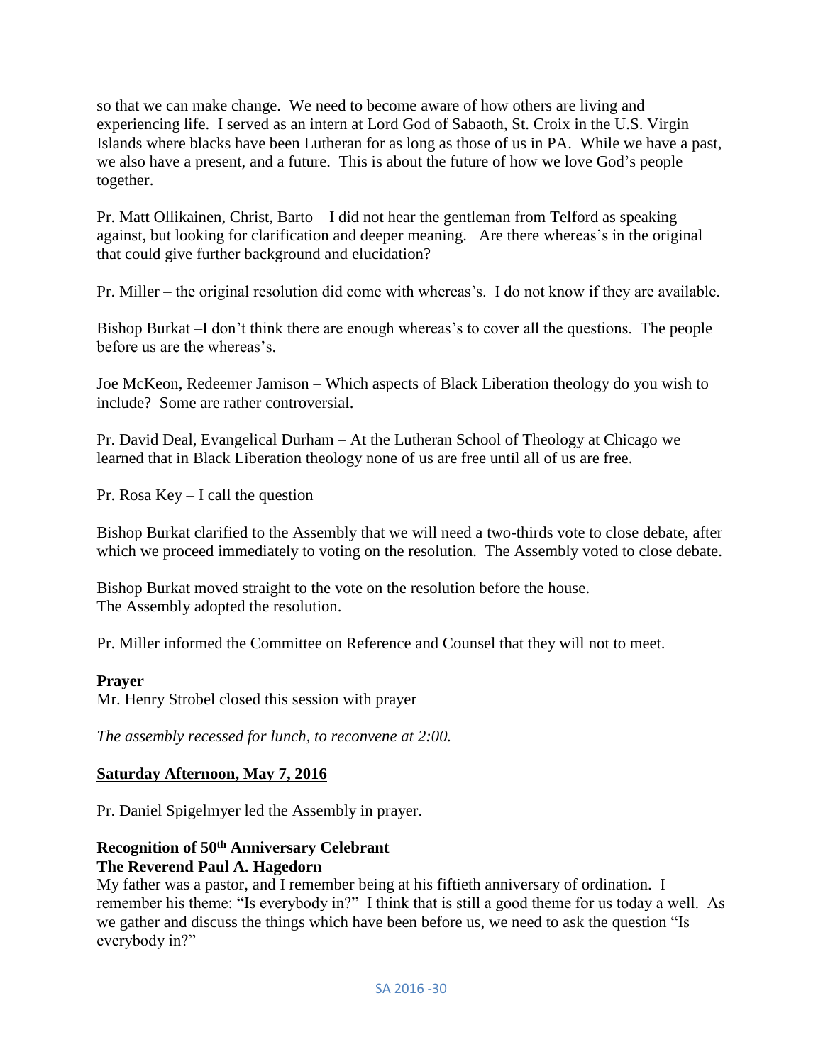so that we can make change. We need to become aware of how others are living and experiencing life. I served as an intern at Lord God of Sabaoth, St. Croix in the U.S. Virgin Islands where blacks have been Lutheran for as long as those of us in PA. While we have a past, we also have a present, and a future. This is about the future of how we love God's people together.

Pr. Matt Ollikainen, Christ, Barto – I did not hear the gentleman from Telford as speaking against, but looking for clarification and deeper meaning. Are there whereas's in the original that could give further background and elucidation?

Pr. Miller – the original resolution did come with whereas's. I do not know if they are available.

Bishop Burkat –I don't think there are enough whereas's to cover all the questions. The people before us are the whereas's.

Joe McKeon, Redeemer Jamison – Which aspects of Black Liberation theology do you wish to include? Some are rather controversial.

Pr. David Deal, Evangelical Durham – At the Lutheran School of Theology at Chicago we learned that in Black Liberation theology none of us are free until all of us are free.

Pr. Rosa Key – I call the question

Bishop Burkat clarified to the Assembly that we will need a two-thirds vote to close debate, after which we proceed immediately to voting on the resolution. The Assembly voted to close debate.

Bishop Burkat moved straight to the vote on the resolution before the house.
<u>The Assembly adopted the resolution.</u>

Pr. Miller informed the Committee on Reference and Counsel that they will not to meet.

**Prayer**
Mr. Henry Strobel closed this session with prayer

*The assembly recessed for lunch, to reconvene at 2:00.*

**<u>Saturday Afternoon, May 7, 2016</u>**

Pr. Daniel Spigelmyer led the Assembly in prayer.

**Recognition of 50th Anniversary Celebrant**
**The Reverend Paul A. Hagedorn**

My father was a pastor, and I remember being at his fiftieth anniversary of ordination. I remember his theme: "Is everybody in?" I think that is still a good theme for us today a well. As we gather and discuss the things which have been before us, we need to ask the question "Is everybody in?"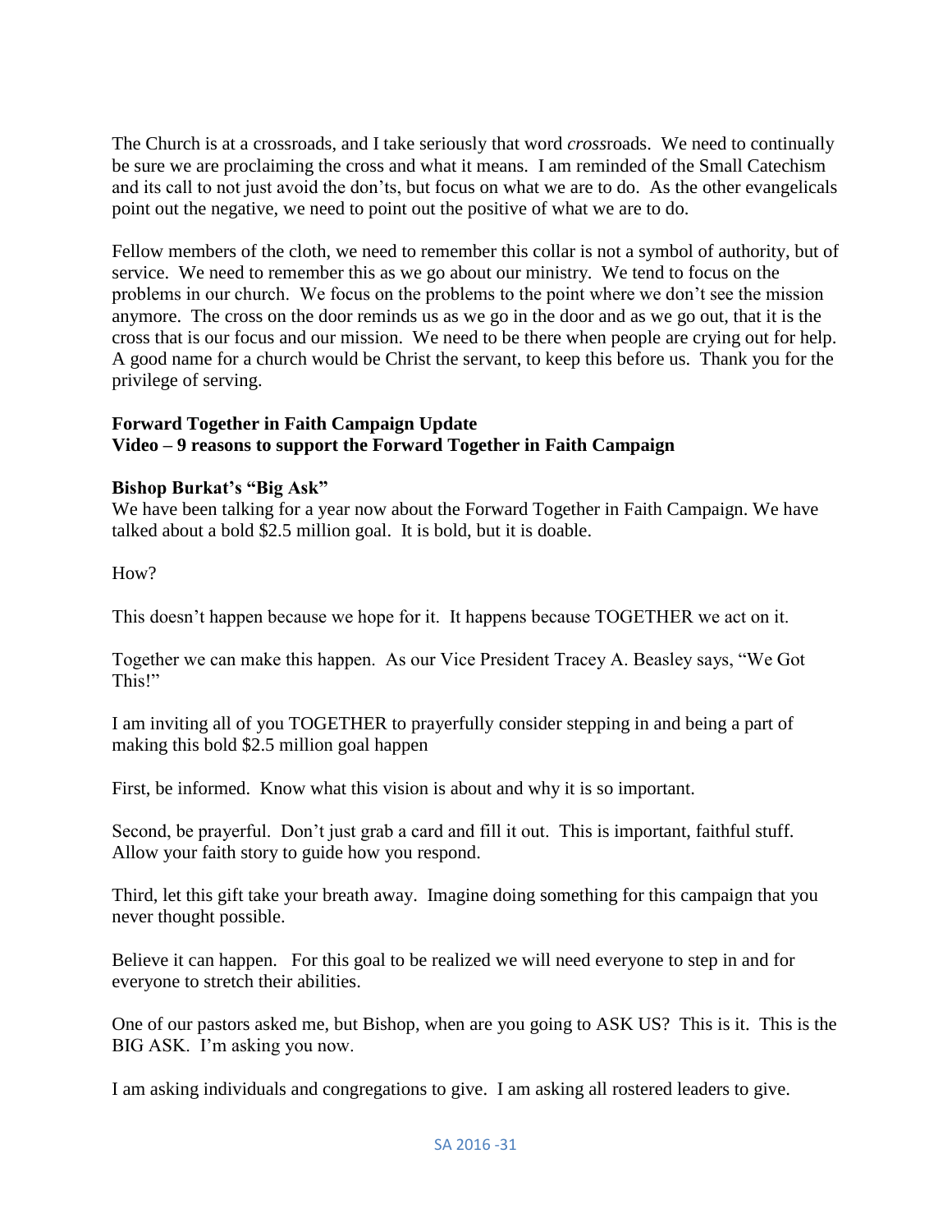The Church is at a crossroads, and I take seriously that word *cross*roads. We need to continually be sure we are proclaiming the cross and what it means. I am reminded of the Small Catechism and its call to not just avoid the don'ts, but focus on what we are to do. As the other evangelicals point out the negative, we need to point out the positive of what we are to do.

Fellow members of the cloth, we need to remember this collar is not a symbol of authority, but of service. We need to remember this as we go about our ministry. We tend to focus on the problems in our church. We focus on the problems to the point where we don't see the mission anymore. The cross on the door reminds us as we go in the door and as we go out, that it is the cross that is our focus and our mission. We need to be there when people are crying out for help. A good name for a church would be Christ the servant, to keep this before us. Thank you for the privilege of serving.

**Forward Together in Faith Campaign Update**
**Video – 9 reasons to support the Forward Together in Faith Campaign**

**Bishop Burkat's "Big Ask"**
We have been talking for a year now about the Forward Together in Faith Campaign. We have talked about a bold \$2.5 million goal. It is bold, but it is doable.

How?

This doesn't happen because we hope for it. It happens because TOGETHER we act on it.

Together we can make this happen. As our Vice President Tracey A. Beasley says, "We Got This!"

I am inviting all of you TOGETHER to prayerfully consider stepping in and being a part of making this bold \$2.5 million goal happen

First, be informed. Know what this vision is about and why it is so important.

Second, be prayerful. Don't just grab a card and fill it out. This is important, faithful stuff. Allow your faith story to guide how you respond.

Third, let this gift take your breath away. Imagine doing something for this campaign that you never thought possible.

Believe it can happen. For this goal to be realized we will need everyone to step in and for everyone to stretch their abilities.

One of our pastors asked me, but Bishop, when are you going to ASK US? This is it. This is the BIG ASK. I'm asking you now.

I am asking individuals and congregations to give. I am asking all rostered leaders to give.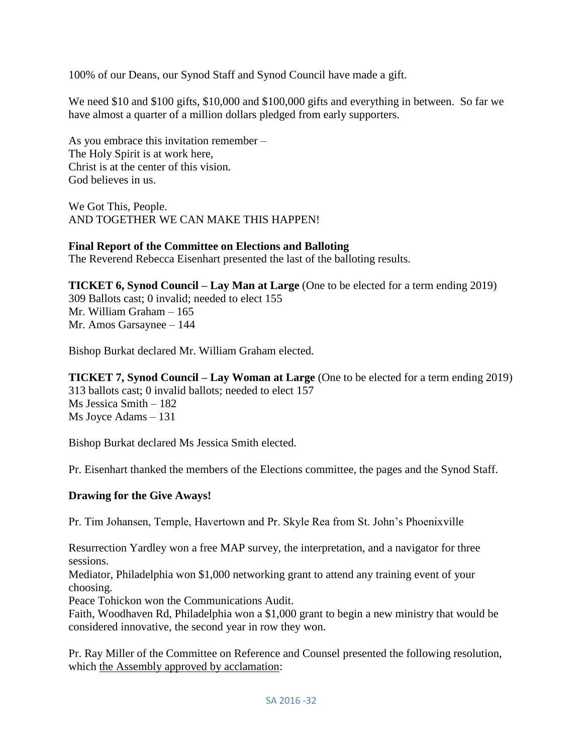100% of our Deans, our Synod Staff and Synod Council have made a gift.

We need $10 and $100 gifts, $10,000 and $100,000 gifts and everything in between. So far we have almost a quarter of a million dollars pledged from early supporters.

As you embrace this invitation remember –
The Holy Spirit is at work here,
Christ is at the center of this vision.
God believes in us.

We Got This, People.
AND TOGETHER WE CAN MAKE THIS HAPPEN!

**Final Report of the Committee on Elections and Balloting**
The Reverend Rebecca Eisenhart presented the last of the balloting results.

**TICKET 6, Synod Council – Lay Man at Large** (One to be elected for a term ending 2019)
309 Ballots cast; 0 invalid; needed to elect 155
Mr. William Graham – 165
Mr. Amos Garsaynee – 144

Bishop Burkat declared Mr. William Graham elected.

**TICKET 7, Synod Council – Lay Woman at Large** (One to be elected for a term ending 2019)
313 ballots cast; 0 invalid ballots; needed to elect 157
Ms Jessica Smith – 182
Ms Joyce Adams – 131

Bishop Burkat declared Ms Jessica Smith elected.

Pr. Eisenhart thanked the members of the Elections committee, the pages and the Synod Staff.

**Drawing for the Give Aways!**

Pr. Tim Johansen, Temple, Havertown and Pr. Skyle Rea from St. John's Phoenixville

Resurrection Yardley won a free MAP survey, the interpretation, and a navigator for three sessions.
Mediator, Philadelphia won $1,000 networking grant to attend any training event of your choosing.
Peace Tohickon won the Communications Audit.
Faith, Woodhaven Rd, Philadelphia won a $1,000 grant to begin a new ministry that would be considered innovative, the second year in row they won.

Pr. Ray Miller of the Committee on Reference and Counsel presented the following resolution, which the Assembly approved by acclamation: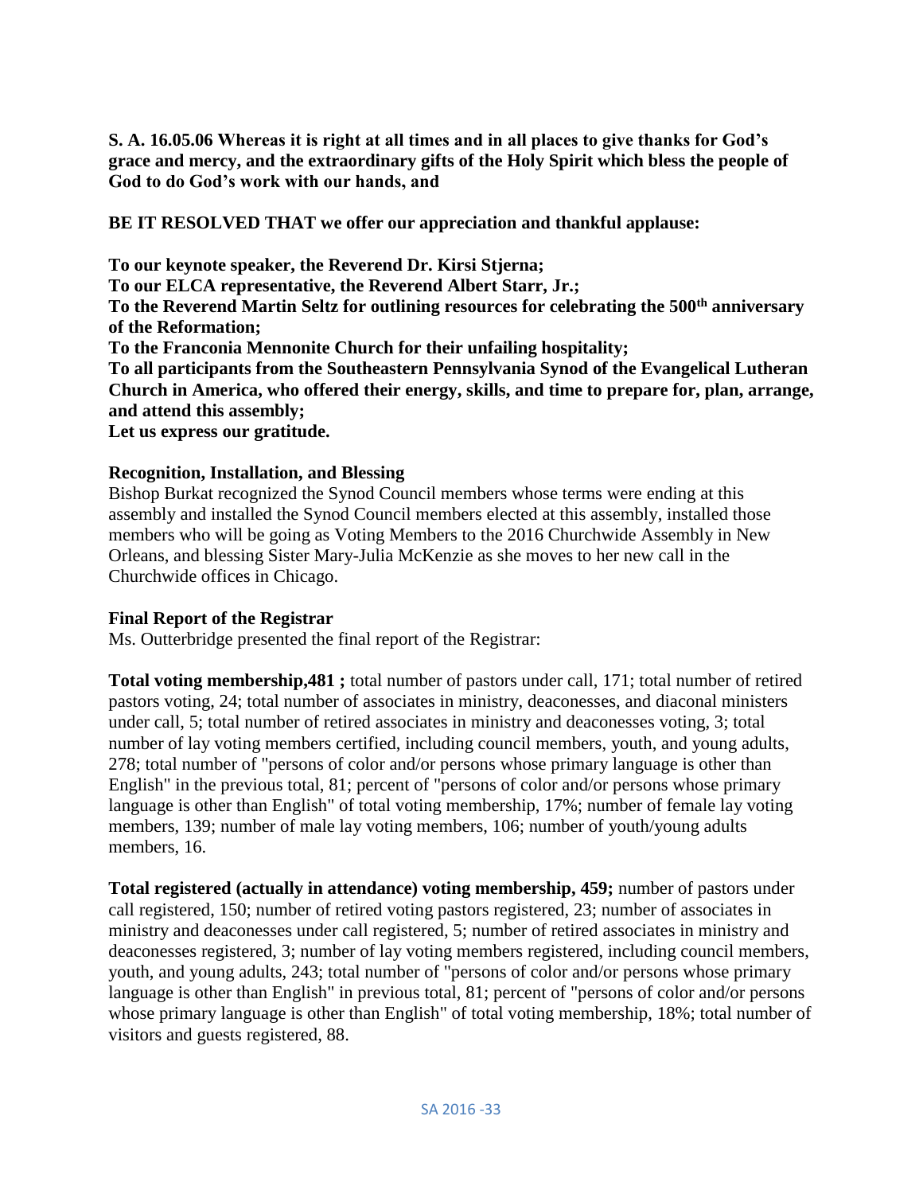**S. A. 16.05.06 Whereas it is right at all times and in all places to give thanks for God's grace and mercy, and the extraordinary gifts of the Holy Spirit which bless the people of God to do God's work with our hands, and**

**BE IT RESOLVED THAT we offer our appreciation and thankful applause:**

**To our keynote speaker, the Reverend Dr. Kirsi Stjerna;**
**To our ELCA representative, the Reverend Albert Starr, Jr.;**
**To the Reverend Martin Seltz for outlining resources for celebrating the 500th anniversary of the Reformation;**
**To the Franconia Mennonite Church for their unfailing hospitality;**
**To all participants from the Southeastern Pennsylvania Synod of the Evangelical Lutheran Church in America, who offered their energy, skills, and time to prepare for, plan, arrange, and attend this assembly;**
**Let us express our gratitude.**

**Recognition, Installation, and Blessing**

Bishop Burkat recognized the Synod Council members whose terms were ending at this assembly and installed the Synod Council members elected at this assembly, installed those members who will be going as Voting Members to the 2016 Churchwide Assembly in New Orleans, and blessing Sister Mary-Julia McKenzie as she moves to her new call in the Churchwide offices in Chicago.

**Final Report of the Registrar**

Ms. Outterbridge presented the final report of the Registrar:

**Total voting membership,481 ;** total number of pastors under call, 171; total number of retired pastors voting, 24; total number of associates in ministry, deaconesses, and diaconal ministers under call, 5; total number of retired associates in ministry and deaconesses voting, 3; total number of lay voting members certified, including council members, youth, and young adults, 278; total number of "persons of color and/or persons whose primary language is other than English" in the previous total, 81; percent of "persons of color and/or persons whose primary language is other than English" of total voting membership, 17%; number of female lay voting members, 139; number of male lay voting members, 106; number of youth/young adults members, 16.

**Total registered (actually in attendance) voting membership, 459;** number of pastors under call registered, 150; number of retired voting pastors registered, 23; number of associates in ministry and deaconesses under call registered, 5; number of retired associates in ministry and deaconesses registered, 3; number of lay voting members registered, including council members, youth, and young adults, 243; total number of "persons of color and/or persons whose primary language is other than English" in previous total, 81; percent of "persons of color and/or persons whose primary language is other than English" of total voting membership, 18%; total number of visitors and guests registered, 88.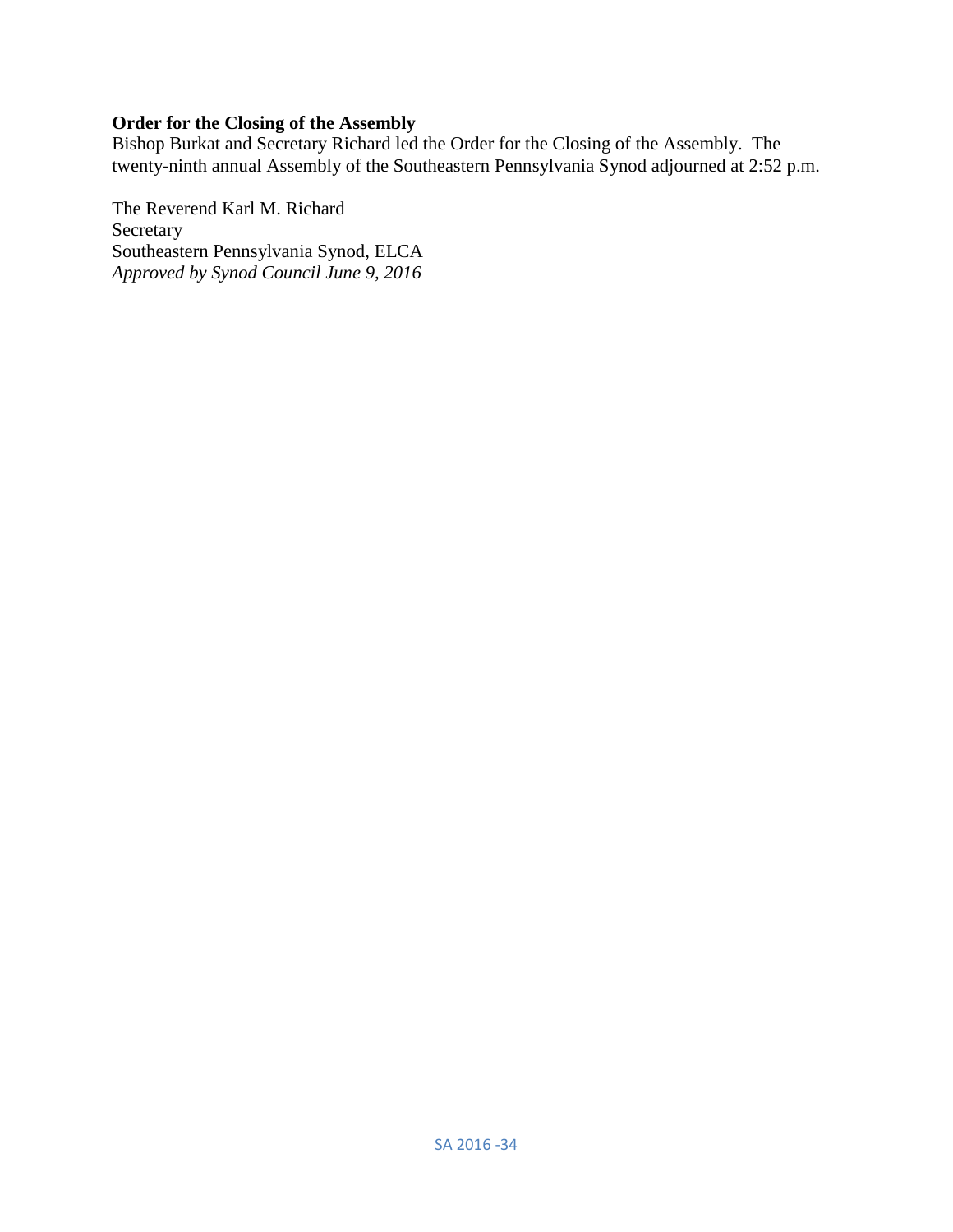**Order for the Closing of the Assembly**

Bishop Burkat and Secretary Richard led the Order for the Closing of the Assembly. The twenty-ninth annual Assembly of the Southeastern Pennsylvania Synod adjourned at 2:52 p.m.

The Reverend Karl M. Richard
Secretary
Southeastern Pennsylvania Synod, ELCA
*Approved by Synod Council June 9, 2016*